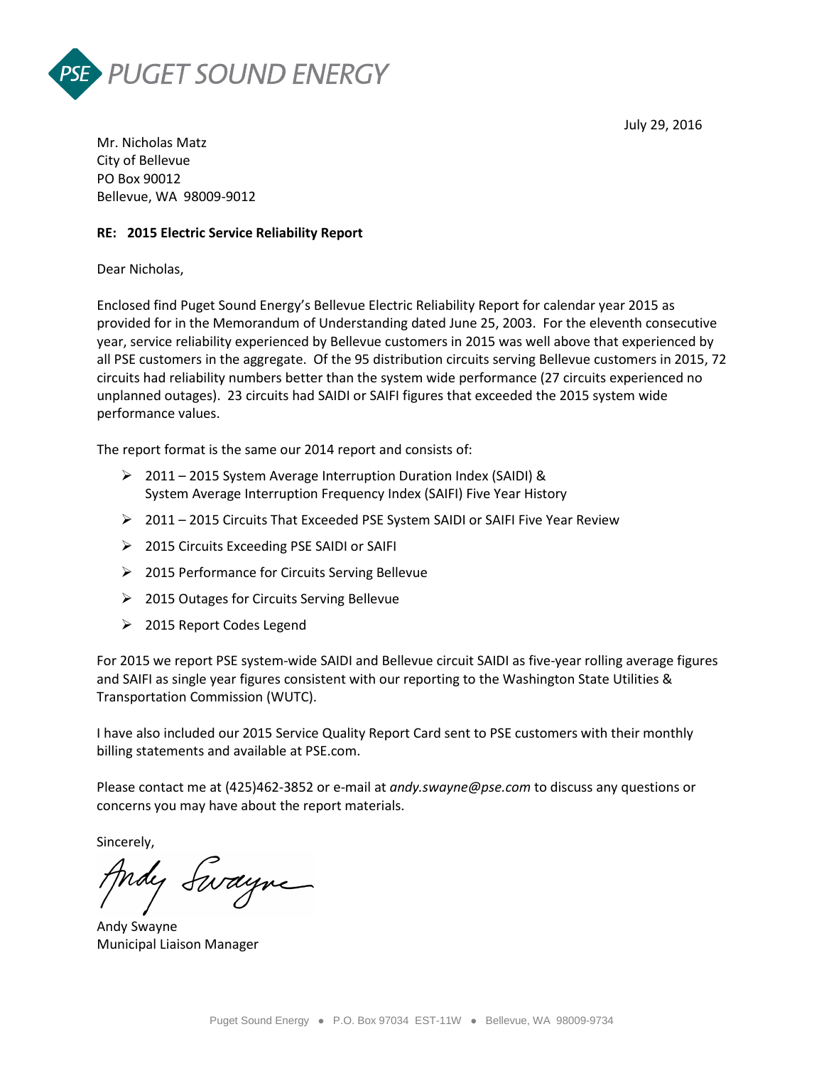PSE PUGET SOUND ENERGY

July 29, 2016

Mr. Nicholas Matz
City of Bellevue
PO Box 90012
Bellevue, WA 98009-9012

**RE: 2015 Electric Service Reliability Report**

Dear Nicholas,

Enclosed find Puget Sound Energy's Bellevue Electric Reliability Report for calendar year 2015 as provided for in the Memorandum of Understanding dated June 25, 2003. For the eleventh consecutive year, service reliability experienced by Bellevue customers in 2015 was well above that experienced by all PSE customers in the aggregate. Of the 95 distribution circuits serving Bellevue customers in 2015, 72 circuits had reliability numbers better than the system wide performance (27 circuits experienced no unplanned outages). 23 circuits had SAIDI or SAIFI figures that exceeded the 2015 system wide performance values.

The report format is the same our 2014 report and consists of:

- 2011 – 2015 System Average Interruption Duration Index (SAIDI) & System Average Interruption Frequency Index (SAIFI) Five Year History
- 2011 – 2015 Circuits That Exceeded PSE System SAIDI or SAIFI Five Year Review
- 2015 Circuits Exceeding PSE SAIDI or SAIFI
- 2015 Performance for Circuits Serving Bellevue
- 2015 Outages for Circuits Serving Bellevue
- 2015 Report Codes Legend

For 2015 we report PSE system-wide SAIDI and Bellevue circuit SAIDI as five-year rolling average figures and SAIFI as single year figures consistent with our reporting to the Washington State Utilities & Transportation Commission (WUTC).

I have also included our 2015 Service Quality Report Card sent to PSE customers with their monthly billing statements and available at PSE.com.

Please contact me at (425)462-3852 or e-mail at *andy.swayne@pse.com* to discuss any questions or concerns you may have about the report materials.

Sincerely,

Andy Swayne
Municipal Liaison Manager

Puget Sound Energy ● P.O. Box 97034 EST-11W ● Bellevue, WA 98009-9734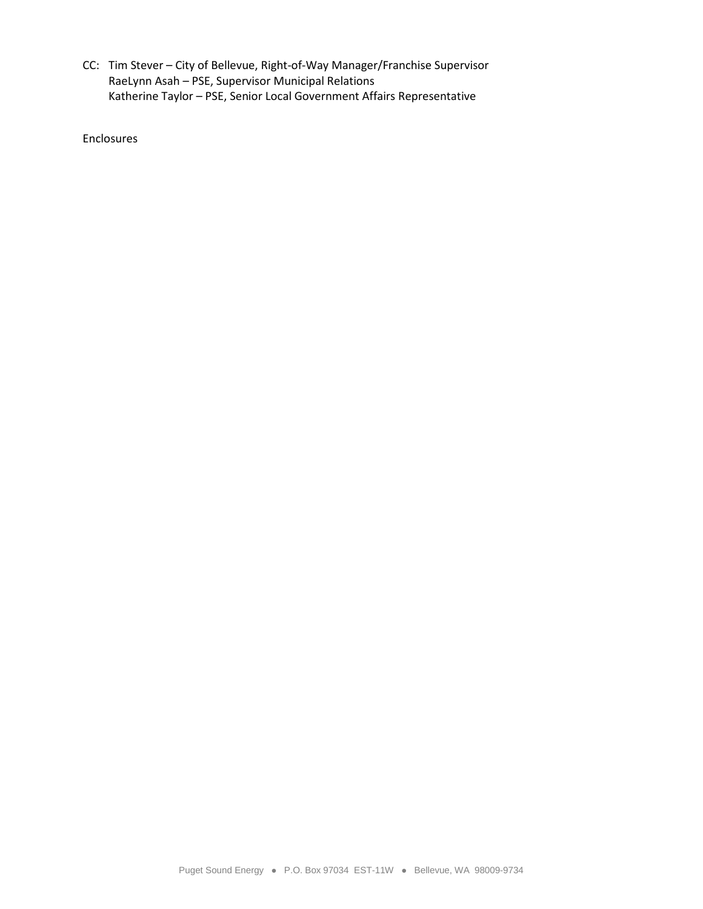CC: Tim Stever – City of Bellevue, Right-of-Way Manager/Franchise Supervisor
RaeLynn Asah – PSE, Supervisor Municipal Relations
Katherine Taylor – PSE, Senior Local Government Affairs Representative

Enclosures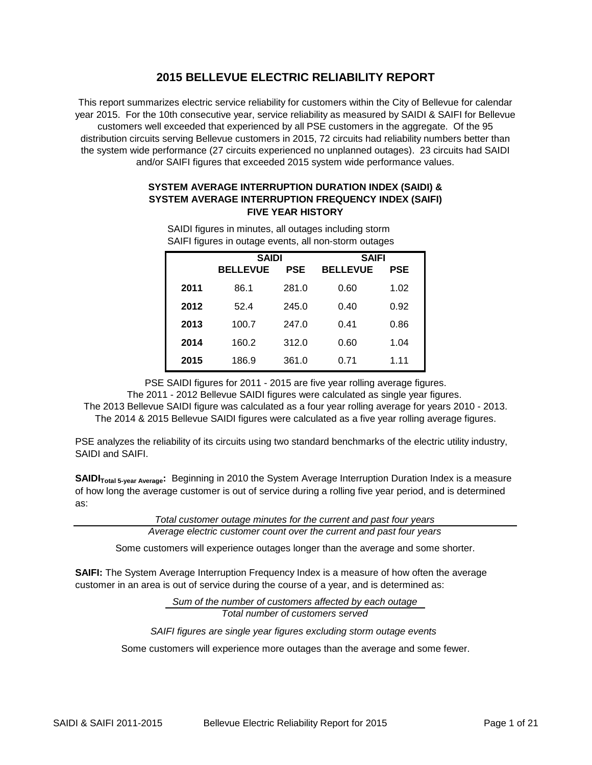# 2015 BELLEVUE ELECTRIC RELIABILITY REPORT

This report summarizes electric service reliability for customers within the City of Bellevue for calendar year 2015. For the 10th consecutive year, service reliability as measured by SAIDI & SAIFI for Bellevue customers well exceeded that experienced by all PSE customers in the aggregate. Of the 95 distribution circuits serving Bellevue customers in 2015, 72 circuits had reliability numbers better than the system wide performance (27 circuits experienced no unplanned outages). 23 circuits had SAIDI and/or SAIFI figures that exceeded 2015 system wide performance values.

### SYSTEM AVERAGE INTERRUPTION DURATION INDEX (SAIDI) & SYSTEM AVERAGE INTERRUPTION FREQUENCY INDEX (SAIFI) FIVE YEAR HISTORY

SAIDI figures in minutes, all outages including storm
SAIFI figures in outage events, all non-storm outages

| | SAIDI | | SAIFI | |
|---|---|---|---|---|
| | **BELLEVUE** | **PSE** | **BELLEVUE** | **PSE** |
| **2011** | 86.1 | 281.0 | 0.60 | 1.02 |
| **2012** | 52.4 | 245.0 | 0.40 | 0.92 |
| **2013** | 100.7 | 247.0 | 0.41 | 0.86 |
| **2014** | 160.2 | 312.0 | 0.60 | 1.04 |
| **2015** | 186.9 | 361.0 | 0.71 | 1.11 |

PSE SAIDI figures for 2011 - 2015 are five year rolling average figures.
The 2011 - 2012 Bellevue SAIDI figures were calculated as single year figures.
The 2013 Bellevue SAIDI figure was calculated as a four year rolling average for years 2010 - 2013.
The 2014 & 2015 Bellevue SAIDI figures were calculated as a five year rolling average figures.

PSE analyzes the reliability of its circuits using two standard benchmarks of the electric utility industry, SAIDI and SAIFI.

**$SAIDI_{Total\ 5\text{-}year\ Average}$:** Beginning in 2010 the System Average Interruption Duration Index is a measure of how long the average customer is out of service during a rolling five year period, and is determined as:

$$\frac{\textit{Total customer outage minutes for the current and past four years}}{\textit{Average electric customer count over the current and past four years}}$$

Some customers will experience outages longer than the average and some shorter.

**SAIFI:** The System Average Interruption Frequency Index is a measure of how often the average customer in an area is out of service during the course of a year, and is determined as:

$$\frac{\textit{Sum of the number of customers affected by each outage}}{\textit{Total number of customers served}}$$

*SAIFI figures are single year figures excluding storm outage events*

Some customers will experience more outages than the average and some fewer.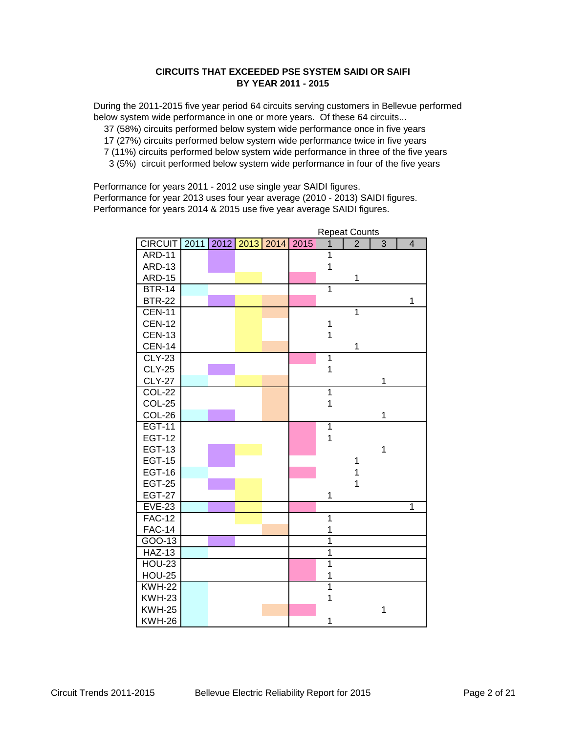**CIRCUITS THAT EXCEEDED PSE SYSTEM SAIDI OR SAIFI**
**BY YEAR 2011 - 2015**

During the 2011-2015 five year period 64 circuits serving customers in Bellevue performed below system wide performance in one or more years. Of these 64 circuits...

- 37 (58%) circuits performed below system wide performance once in five years
- 17 (27%) circuits performed below system wide performance twice in five years
- 7 (11%) circuits performed below system wide performance in three of the five years
- 3 (5%) circuit performed below system wide performance in four of the five years

Performance for years 2011 - 2012 use single year SAIDI figures.
Performance for year 2013 uses four year average (2010 - 2013) SAIDI figures.
Performance for years 2014 & 2015 use five year average SAIDI figures.

| CIRCUIT | 2011 | 2012 | 2013 | 2014 | 2015 | Repeat Counts 1 | 2 | 3 | 4 |
|---|---|---|---|---|---|---|---|---|---|
| ARD-11 | | ■ | | | | 1 | | | |
| ARD-13 | | ■ | | | | 1 | | | |
| ARD-15 | | | ■ | | ■ | | 1 | | |
| BTR-14 | ■ | | | | | 1 | | | |
| BTR-22 | | ■ | ■ | ■ | ■ | | | | 1 |
| CEN-11 | | | ■ | ■ | | | 1 | | |
| CEN-12 | | | ■ | | | 1 | | | |
| CEN-13 | | | ■ | | | 1 | | | |
| CEN-14 | | | ■ | ■ | | | 1 | | |
| CLY-23 | | | | | ■ | 1 | | | |
| CLY-25 | | ■ | | | | 1 | | | |
| CLY-27 | ■ | | ■ | ■ | | | | 1 | |
| COL-22 | | | | ■ | | 1 | | | |
| COL-25 | | | | ■ | | 1 | | | |
| COL-26 | ■ | ■ | | ■ | | | | 1 | |
| EGT-11 | | | | | ■ | 1 | | | |
| EGT-12 | | | | | ■ | 1 | | | |
| EGT-13 | | ■ | ■ | | ■ | | | 1 | |
| EGT-15 | | ■ | | | | | 1 | | |
| EGT-16 | ■ | | | | ■ | | 1 | | |
| EGT-25 | | ■ | ■ | | | | 1 | | |
| EGT-27 | | | ■ | | | 1 | | | |
| EVE-23 | ■ | ■ | ■ | | ■ | | | | 1 |
| FAC-12 | | | ■ | | | 1 | | | |
| FAC-14 | | | | ■ | | 1 | | | |
| GOO-13 | | ■ | | | | 1 | | | |
| HAZ-13 | ■ | | | | | 1 | | | |
| HOU-23 | | | | | ■ | 1 | | | |
| HOU-25 | | | | | ■ | 1 | | | |
| KWH-22 | ■ | | | | | 1 | | | |
| KWH-23 | ■ | | | | | 1 | | | |
| KWH-25 | ■ | | | ■ | ■ | | | 1 | |
| KWH-26 | ■ | | | | | 1 | | | |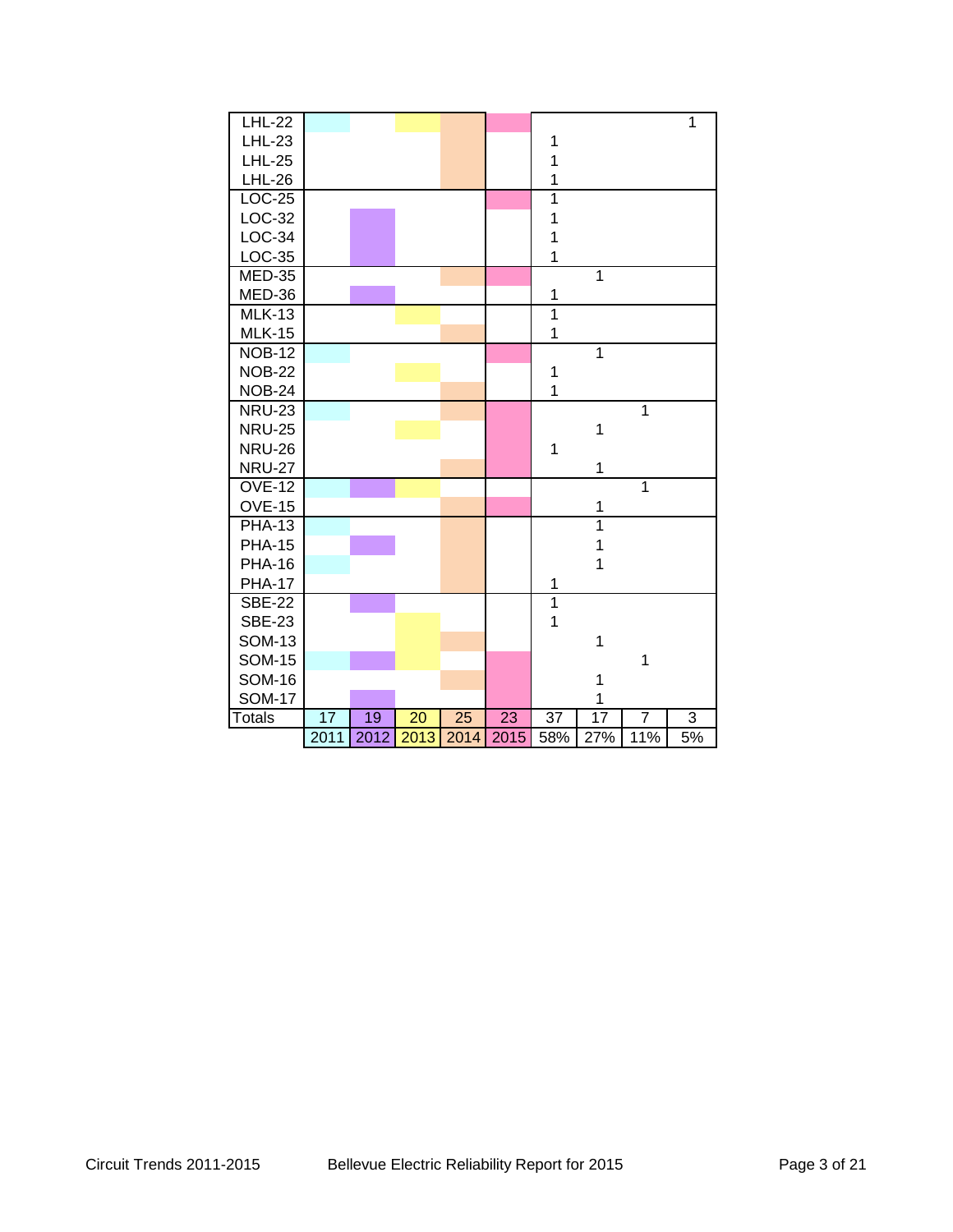| | | | | | | | | | |
|---|---|---|---|---|---|---|---|---|---|
| LHL-22 | X | | X | X | X | | | | 1 |
| LHL-23 | | | | X | | 1 | | | |
| LHL-25 | | | | X | | 1 | | | |
| LHL-26 | | | | X | | 1 | | | |
| LOC-25 | | | | | X | 1 | | | |
| LOC-32 | | X | | | | 1 | | | |
| LOC-34 | | X | | | | 1 | | | |
| LOC-35 | | X | | | | 1 | | | |
| MED-35 | | | | X | X | | 1 | | |
| MED-36 | | X | | | | 1 | | | |
| MLK-13 | | | X | | | 1 | | | |
| MLK-15 | | | | X | | 1 | | | |
| NOB-12 | X | | | | X | | 1 | | |
| NOB-22 | | | X | | | 1 | | | |
| NOB-24 | | | | X | | 1 | | | |
| NRU-23 | X | | | X | X | | | 1 | |
| NRU-25 | | | X | | X | | 1 | | |
| NRU-26 | | | | | X | 1 | | | |
| NRU-27 | | | | X | X | | 1 | | |
| OVE-12 | X | X | X | | | | | 1 | |
| OVE-15 | | | | X | X | | 1 | | |
| PHA-13 | X | | | X | | | 1 | | |
| PHA-15 | | X | | X | | | 1 | | |
| PHA-16 | X | | | X | | | 1 | | |
| PHA-17 | | | | X | | 1 | | | |
| SBE-22 | | X | | | | 1 | | | |
| SBE-23 | | | X | | | 1 | | | |
| SOM-13 | | | X | X | | | 1 | | |
| SOM-15 | X | X | X | | X | | | 1 | |
| SOM-16 | | | | X | X | | 1 | | |
| SOM-17 | | X | | | X | | 1 | | |
| Totals | 17 | 19 | 20 | 25 | 23 | 37 | 17 | 7 | 3 |
| | 2011 | 2012 | 2013 | 2014 | 2015 | 58% | 27% | 11% | 5% |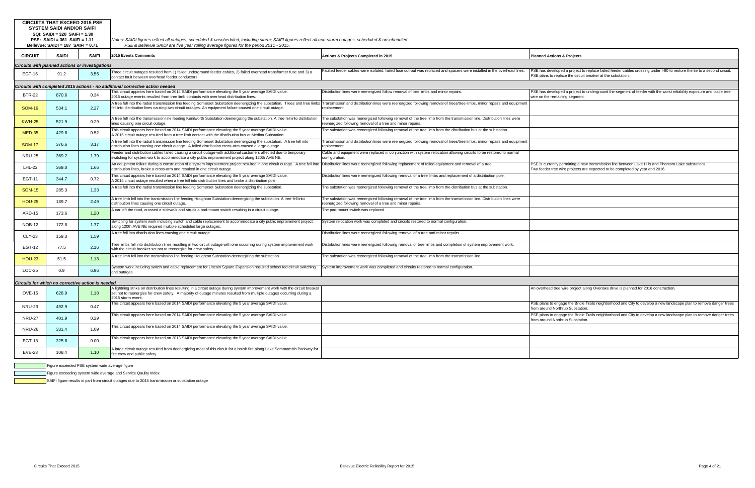**CIRCUITS THAT EXCEED 2015 PSE SYSTEM SAIDI AND/OR SAIFI**
**SQI: SAIDI = 320 SAIFI = 1.30**
**PSE: SAIDI = 361 SAIFI = 1.11**
**Bellevue: SAIDI = 187 SAIFI = 0.71**

*Notes: SAIDI figures reflect all outages, scheduled & unscheduled, including storm; SAIFI figures reflect all non-storm outages, scheduled & unscheduled*
*PSE & Bellevue SAIDI are five year rolling average figures for the period 2011 - 2015.*

| CIRCUIT | SAIDI | SAIFI | 2015 Events Comments | Actions & Projects Completed in 2015 | Planned Actions & Projects |
|---|---|---|---|---|---|
| ***Circuits with planned actions or investigations*** | | | | | |
| EGT-16 | 91.2 | 3.56 | Three circuit outages resulted from 1) failed underground feeder cables, 2) failed overhead transformer fuse and 3) a contact fault between overhead feeder conductors. | Faulted feeder cables were isolated, failed fuse cut-out was replaced and spacers were installed in the overhead lines. | PSE has developed a project to replace failed feeder cables crossing under I-90 to restore the tie to a second circuit. PSE plans to replace the circuit breaker at the substation. |
| ***Circuits with completed 2015 actions - no additional corrective action needed*** | | | | | |
| BTR-22 | 870.6 | 0.34 | This circuit appears here based on 2014 SAIDI performance elevating the 5 year average SAIDI value. 2015 outage events resulted from tree limb contacts with overhead distribution lines. | Distribution lines were reenergized follow removal of tree limbs and minor repairs. | PSE has developed a project to underground the segment of feeder with the worst reliability exposure and place tree wire on the remaining segment. |
| SOM-16 | 534.1 | 2.27 | A tree fell into the radial transmission line feeding Somerset Substation deenergizing the substation. Trees and tree limbs fell into distribution lines causing two circuit outages. An equipment failure caused one circuit outage. | Transmission and distribution lines were reenergized following removal of trees/tree limbs, minor repairs and equipment replacement. | |
| KWH-25 | 521.9 | 0.29 | A tree fell into the transmission line feeding Kenilworth Substation deenergizing the substation. A tree fell into distribution lines causing one circuit outage. | The substation was reenergized following removal of the tree limb from the transmission line. Distribution lines were reenergized following removal of a tree and minor repairs. | |
| MED-35 | 429.6 | 0.52 | This circuit appears here based on 2014 SAIDI performance elevating the 5 year average SAIDI value. A 2015 circuit outage resulted from a tree limb contact with the distribution bus at Medina Substation. | The substation was reenergized following removal of the tree limb from the distribution bus at the substation. | |
| SOM-17 | 376.6 | 3.17 | A tree fell into the radial transmission line feeding Somerset Substation deenergizing the substation. A tree fell into distribution lines causing one circuit outage. A failed distribution cross-arm caused a large outage. | Transmission and distribution lines were reenergized following removal of trees/tree limbs, minor repairs and equipment replacement. | |
| NRU-25 | 369.2 | 1.79 | Feeder and distribution cables failed causing a circuit outage with additional customers affected due to temporary switching for system work to accommodate a city public improvement project along 120th AVE NE. | Cable and equipment were replaced in conjunction with system relocation allowing circuits to be restored to normal configuration. | |
| LHL-22 | 369.0 | 1.66 | An equipment failure during a construction of a system improvement project resulted in one circuit outage. A tree fell into distribution lines, broke a cross-arm and resulted in one circuit outage. | Distribution lines were reenergized following replacement of failed equipment and removal of a tree. | PSE is currently permitting a new transmission line between Lake Hills and Phantom Lake substations. Two feeder tree wire projects are expected to be completed by year end 2016. |
| EGT-11 | 344.7 | 0.72 | This circuit appears here based on 2014 SAIDI performance elevating the 5 year average SAIDI value. A 2015 circuit outage resulted when a tree fell into distribution lines and broke a distribution pole. | Distribution lines were reenergized following removal of a tree limbs and replacement of a distribution pole. | |
| SOM-15 | 285.3 | 1.33 | A tree fell into the radial transmission line feeding Somerset Substation deenergizing the substation. | The substation was reenergized following removal of the tree limb from the distribution bus at the substation. | |
| HOU-25 | 189.7 | 2.49 | A tree limb fell into the transmission line feeding Houghton Substation deenergizing the substation. A tree fell into distribution lines causing one circuit outage. | The substation was reenergized following removal of the tree limb from the transmission line. Distribution lines were reenergized following removal of a tree and minor repairs. | |
| ARD-15 | 173.6 | 1.20 | A car left the road, crossed a sidewalk and struck a pad-mount switch resulting in a circuit outage. | The pad-mount switch was replaced. | |
| NOB-12 | 172.8 | 1.77 | Switching for system work including switch and cable replacement to accommodate a city public improvement project along 120th AVE NE required multiple scheduled large outages. | System relocation work was completed and circuits restored to normal configuration. | |
| CLY-23 | 159.3 | 1.59 | A tree fell into distribution lines causing one circuit outage. | Distribution lines were reenergized following removal of a tree and minor repairs. | |
| EGT-12 | 77.5 | 2.16 | Tree limbs fell into distribution lines resulting in two circuit outage with one occurring during system improvement work with the circuit breaker set not to reenergize for crew safety. | Distribution lines were reenergized following removal of tree limbs and completion of system improvement work. | |
| HOU-23 | 51.5 | 1.13 | A tree limb fell into the transmission line feeding Houghton Substation deenergizing the substation. | The substation was reenergized following removal of the tree limb from the transmission line. | |
| LOC-25 | 0.9 | 6.96 | System work including switch and cable replacement for Lincoln Square Expansion required scheduled circuit switching and outages. | System improvement work was completed and circuits restored to normal configuration. | |
| ***Circuits for which no corrective action is needed*** | | | | | |
| OVE-15 | 628.9 | 1.18 | A lightning strike on distribution lines resulting in a circuit outage during system improvement work with the circuit breaker set not to reenergize for crew safety. A majority of outage minutes resulted from multiple outages occurring during a 2015 storm event. | | An overhead tree wire project along Overlake drive is planned for 2016 construction. |
| NRU-23 | 492.9 | 0.47 | This circuit appears here based on 2014 SAIDI performance elevating the 5 year average SAIDI value. | | PSE plans to engage the Bridle Trails neighborhood and City to develop a new landscape plan to remove danger trees from around Northrup Substation. |
| NRU-27 | 401.9 | 0.29 | This circuit appears here based on 2014 SAIDI performance elevating the 5 year average SAIDI value. | | PSE plans to engage the Bridle Trails neighborhood and City to develop a new landscape plan to remove danger trees from around Northrup Substation. |
| NRU-26 | 331.4 | 1.09 | This circuit appears here based on 2014 SAIDI performance elevating the 5 year average SAIDI value. | | |
| EGT-13 | 325.6 | 0.00 | This circuit appears here based on 2013 SAIDI performance elevating the 5 year average SAIDI value. | | |
| EVE-23 | 108.4 | 1.10 | A large circuit outage resulted from deenergizing most of this circuit for a brush fire along Lake Sammamish Parkway for fire crew and public safety. | | |

Figure exceeded PSE system wide average figure

Figure exceeding system wide average and Service Qaulity Index

SAIFI figure results in part from circuit outages due to 2015 transmission or substation outage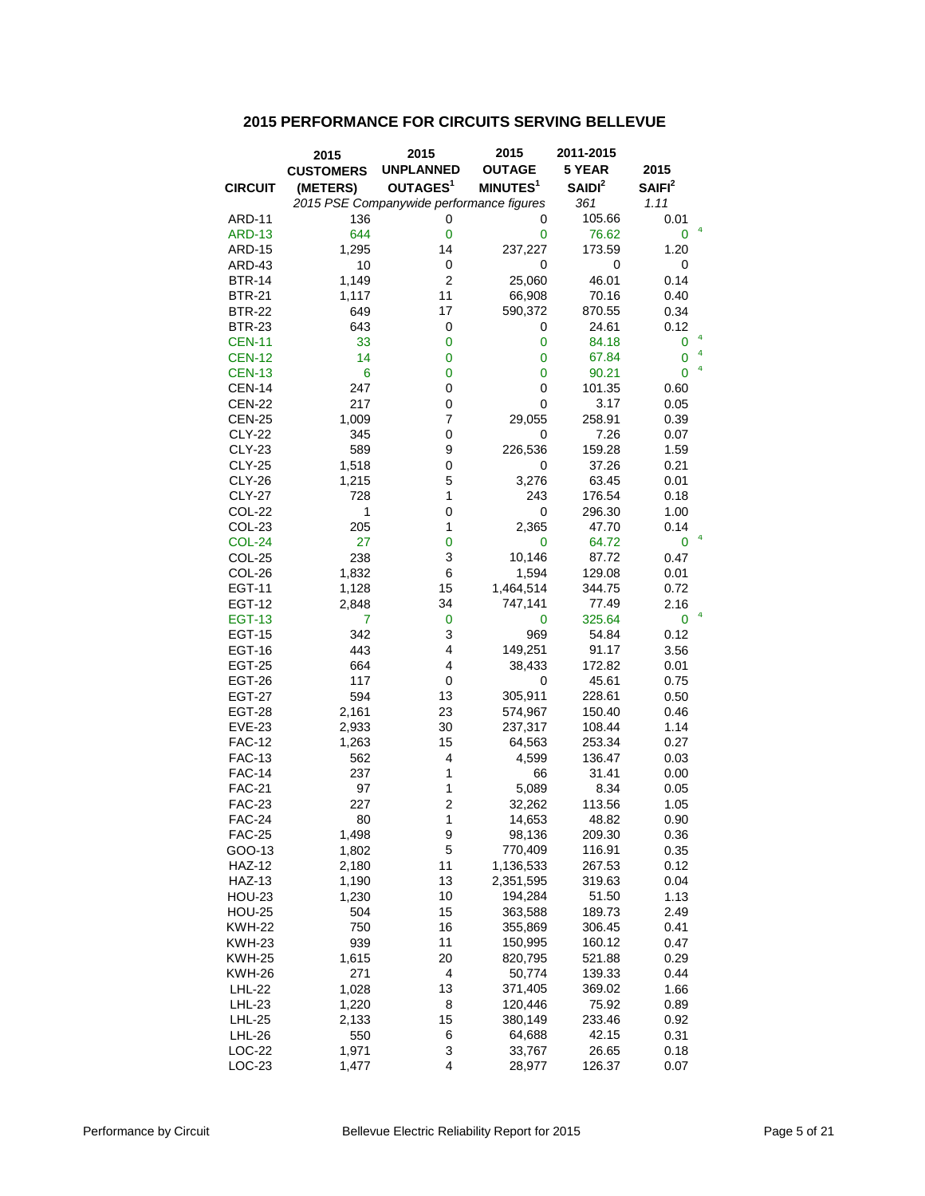## 2015 PERFORMANCE FOR CIRCUITS SERVING BELLEVUE

| CIRCUIT | 2015 CUSTOMERS (METERS) | 2015 UNPLANNED OUTAGES[1] | 2015 OUTAGE MINUTES[1] | 2011-2015 5 YEAR SAIDI[2] | 2015 SAIFI[2] |
|---|---|---|---|---|---|
| | *2015 PSE Companywide performance figures* | | | *361* | *1.11* |
| ARD-11 | 136 | 0 | 0 | 105.66 | 0.01 |
| ARD-13 | 644 | 0 | 0 | 76.62 | 0 [4] |
| ARD-15 | 1,295 | 14 | 237,227 | 173.59 | 1.20 |
| ARD-43 | 10 | 0 | 0 | 0 | 0 |
| BTR-14 | 1,149 | 2 | 25,060 | 46.01 | 0.14 |
| BTR-21 | 1,117 | 11 | 66,908 | 70.16 | 0.40 |
| BTR-22 | 649 | 17 | 590,372 | 870.55 | 0.34 |
| BTR-23 | 643 | 0 | 0 | 24.61 | 0.12 |
| CEN-11 | 33 | 0 | 0 | 84.18 | 0 [4] |
| CEN-12 | 14 | 0 | 0 | 67.84 | 0 [4] |
| CEN-13 | 6 | 0 | 0 | 90.21 | 0 [4] |
| CEN-14 | 247 | 0 | 0 | 101.35 | 0.60 |
| CEN-22 | 217 | 0 | 0 | 3.17 | 0.05 |
| CEN-25 | 1,009 | 7 | 29,055 | 258.91 | 0.39 |
| CLY-22 | 345 | 0 | 0 | 7.26 | 0.07 |
| CLY-23 | 589 | 9 | 226,536 | 159.28 | 1.59 |
| CLY-25 | 1,518 | 0 | 0 | 37.26 | 0.21 |
| CLY-26 | 1,215 | 5 | 3,276 | 63.45 | 0.01 |
| CLY-27 | 728 | 1 | 243 | 176.54 | 0.18 |
| COL-22 | 1 | 0 | 0 | 296.30 | 1.00 |
| COL-23 | 205 | 1 | 2,365 | 47.70 | 0.14 |
| COL-24 | 27 | 0 | 0 | 64.72 | 0 [4] |
| COL-25 | 238 | 3 | 10,146 | 87.72 | 0.47 |
| COL-26 | 1,832 | 6 | 1,594 | 129.08 | 0.01 |
| EGT-11 | 1,128 | 15 | 1,464,514 | 344.75 | 0.72 |
| EGT-12 | 2,848 | 34 | 747,141 | 77.49 | 2.16 |
| EGT-13 | 7 | 0 | 0 | 325.64 | 0 [4] |
| EGT-15 | 342 | 3 | 969 | 54.84 | 0.12 |
| EGT-16 | 443 | 4 | 149,251 | 91.17 | 3.56 |
| EGT-25 | 664 | 4 | 38,433 | 172.82 | 0.01 |
| EGT-26 | 117 | 0 | 0 | 45.61 | 0.75 |
| EGT-27 | 594 | 13 | 305,911 | 228.61 | 0.50 |
| EGT-28 | 2,161 | 23 | 574,967 | 150.40 | 0.46 |
| EVE-23 | 2,933 | 30 | 237,317 | 108.44 | 1.14 |
| FAC-12 | 1,263 | 15 | 64,563 | 253.34 | 0.27 |
| FAC-13 | 562 | 4 | 4,599 | 136.47 | 0.03 |
| FAC-14 | 237 | 1 | 66 | 31.41 | 0.00 |
| FAC-21 | 97 | 1 | 5,089 | 8.34 | 0.05 |
| FAC-23 | 227 | 2 | 32,262 | 113.56 | 1.05 |
| FAC-24 | 80 | 1 | 14,653 | 48.82 | 0.90 |
| FAC-25 | 1,498 | 9 | 98,136 | 209.30 | 0.36 |
| GOO-13 | 1,802 | 5 | 770,409 | 116.91 | 0.35 |
| HAZ-12 | 2,180 | 11 | 1,136,533 | 267.53 | 0.12 |
| HAZ-13 | 1,190 | 13 | 2,351,595 | 319.63 | 0.04 |
| HOU-23 | 1,230 | 10 | 194,284 | 51.50 | 1.13 |
| HOU-25 | 504 | 15 | 363,588 | 189.73 | 2.49 |
| KWH-22 | 750 | 16 | 355,869 | 306.45 | 0.41 |
| KWH-23 | 939 | 11 | 150,995 | 160.12 | 0.47 |
| KWH-25 | 1,615 | 20 | 820,795 | 521.88 | 0.29 |
| KWH-26 | 271 | 4 | 50,774 | 139.33 | 0.44 |
| LHL-22 | 1,028 | 13 | 371,405 | 369.02 | 1.66 |
| LHL-23 | 1,220 | 8 | 120,446 | 75.92 | 0.89 |
| LHL-25 | 2,133 | 15 | 380,149 | 233.46 | 0.92 |
| LHL-26 | 550 | 6 | 64,688 | 42.15 | 0.31 |
| LOC-22 | 1,971 | 3 | 33,767 | 26.65 | 0.18 |
| LOC-23 | 1,477 | 4 | 28,977 | 126.37 | 0.07 |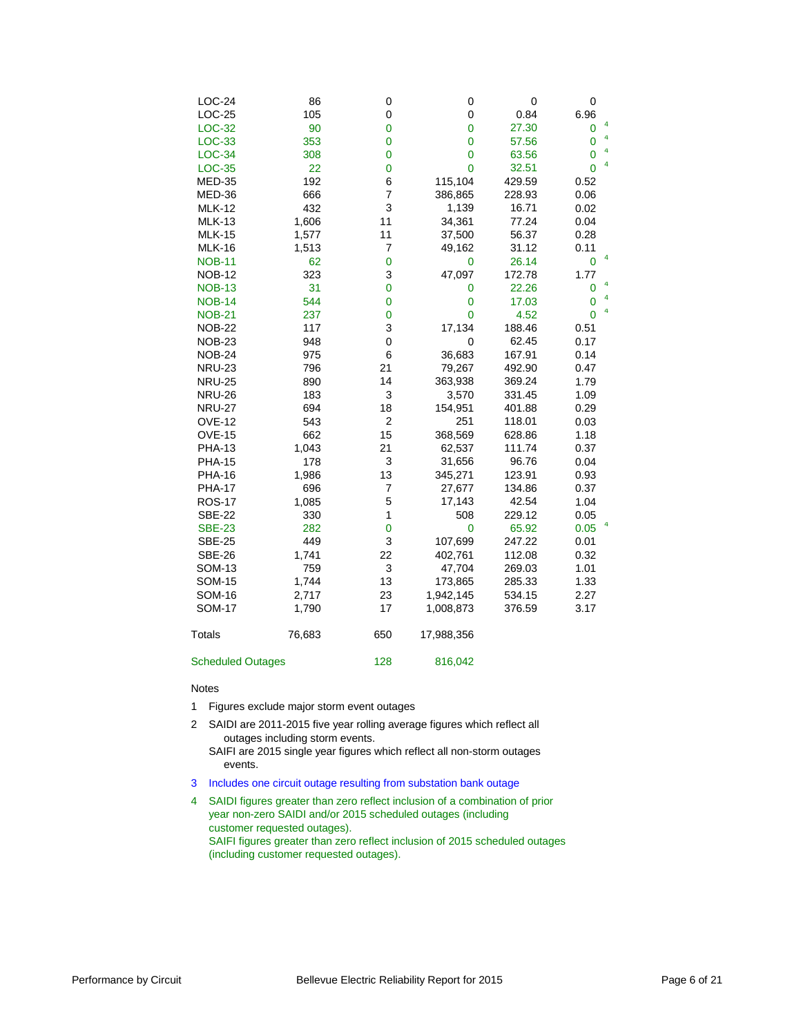| | | | | | | |
|---|---|---|---|---|---|---|
| LOC-24 | 86 | 0 | 0 | 0 | 0 | |
| LOC-25 | 105 | 0 | 0 | 0.84 | 6.96 | |
| LOC-32 | 90 | 0 | 0 | 27.30 | 0 | 4 |
| LOC-33 | 353 | 0 | 0 | 57.56 | 0 | 4 |
| LOC-34 | 308 | 0 | 0 | 63.56 | 0 | 4 |
| LOC-35 | 22 | 0 | 0 | 32.51 | 0 | 4 |
| MED-35 | 192 | 6 | 115,104 | 429.59 | 0.52 | |
| MED-36 | 666 | 7 | 386,865 | 228.93 | 0.06 | |
| MLK-12 | 432 | 3 | 1,139 | 16.71 | 0.02 | |
| MLK-13 | 1,606 | 11 | 34,361 | 77.24 | 0.04 | |
| MLK-15 | 1,577 | 11 | 37,500 | 56.37 | 0.28 | |
| MLK-16 | 1,513 | 7 | 49,162 | 31.12 | 0.11 | |
| NOB-11 | 62 | 0 | 0 | 26.14 | 0 | 4 |
| NOB-12 | 323 | 3 | 47,097 | 172.78 | 1.77 | |
| NOB-13 | 31 | 0 | 0 | 22.26 | 0 | 4 |
| NOB-14 | 544 | 0 | 0 | 17.03 | 0 | 4 |
| NOB-21 | 237 | 0 | 0 | 4.52 | 0 | 4 |
| NOB-22 | 117 | 3 | 17,134 | 188.46 | 0.51 | |
| NOB-23 | 948 | 0 | 0 | 62.45 | 0.17 | |
| NOB-24 | 975 | 6 | 36,683 | 167.91 | 0.14 | |
| NRU-23 | 796 | 21 | 79,267 | 492.90 | 0.47 | |
| NRU-25 | 890 | 14 | 363,938 | 369.24 | 1.79 | |
| NRU-26 | 183 | 3 | 3,570 | 331.45 | 1.09 | |
| NRU-27 | 694 | 18 | 154,951 | 401.88 | 0.29 | |
| OVE-12 | 543 | 2 | 251 | 118.01 | 0.03 | |
| OVE-15 | 662 | 15 | 368,569 | 628.86 | 1.18 | |
| PHA-13 | 1,043 | 21 | 62,537 | 111.74 | 0.37 | |
| PHA-15 | 178 | 3 | 31,656 | 96.76 | 0.04 | |
| PHA-16 | 1,986 | 13 | 345,271 | 123.91 | 0.93 | |
| PHA-17 | 696 | 7 | 27,677 | 134.86 | 0.37 | |
| ROS-17 | 1,085 | 5 | 17,143 | 42.54 | 1.04 | |
| SBE-22 | 330 | 1 | 508 | 229.12 | 0.05 | |
| SBE-23 | 282 | 0 | 0 | 65.92 | 0.05 | 4 |
| SBE-25 | 449 | 3 | 107,699 | 247.22 | 0.01 | |
| SBE-26 | 1,741 | 22 | 402,761 | 112.08 | 0.32 | |
| SOM-13 | 759 | 3 | 47,704 | 269.03 | 1.01 | |
| SOM-15 | 1,744 | 13 | 173,865 | 285.33 | 1.33 | |
| SOM-16 | 2,717 | 23 | 1,942,145 | 534.15 | 2.27 | |
| SOM-17 | 1,790 | 17 | 1,008,873 | 376.59 | 3.17 | |
| | | | | | | |
| Totals | 76,683 | 650 | 17,988,356 | | | |
| | | | | | | |
| Scheduled Outages | | 128 | 816,042 | | | |

Notes

1. Figures exclude major storm event outages
2. SAIDI are 2011-2015 five year rolling average figures which reflect all outages including storm events.
   SAIFI are 2015 single year figures which reflect all non-storm outages events.
3. Includes one circuit outage resulting from substation bank outage
4. SAIDI figures greater than zero reflect inclusion of a combination of prior year non-zero SAIDI and/or 2015 scheduled outages (including customer requested outages).
   SAIFI figures greater than zero reflect inclusion of 2015 scheduled outages (including customer requested outages).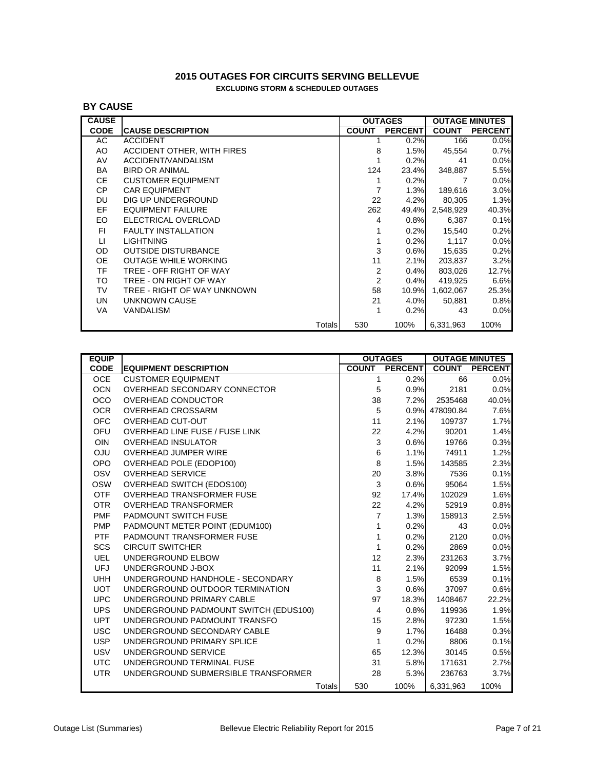## 2015 OUTAGES FOR CIRCUITS SERVING BELLEVUE

**EXCLUDING STORM & SCHEDULED OUTAGES**

### BY CAUSE

| CAUSE CODE | CAUSE DESCRIPTION | OUTAGES COUNT | OUTAGES PERCENT | OUTAGE MINUTES COUNT | OUTAGE MINUTES PERCENT |
|---|---|---|---|---|---|
| AC | ACCIDENT | 1 | 0.2% | 166 | 0.0% |
| AO | ACCIDENT OTHER, WITH FIRES | 8 | 1.5% | 45,554 | 0.7% |
| AV | ACCIDENT/VANDALISM | 1 | 0.2% | 41 | 0.0% |
| BA | BIRD OR ANIMAL | 124 | 23.4% | 348,887 | 5.5% |
| CE | CUSTOMER EQUIPMENT | 1 | 0.2% | 7 | 0.0% |
| CP | CAR EQUIPMENT | 7 | 1.3% | 189,616 | 3.0% |
| DU | DIG UP UNDERGROUND | 22 | 4.2% | 80,305 | 1.3% |
| EF | EQUIPMENT FAILURE | 262 | 49.4% | 2,548,929 | 40.3% |
| EO | ELECTRICAL OVERLOAD | 4 | 0.8% | 6,387 | 0.1% |
| FI | FAULTY INSTALLATION | 1 | 0.2% | 15,540 | 0.2% |
| LI | LIGHTNING | 1 | 0.2% | 1,117 | 0.0% |
| OD | OUTSIDE DISTURBANCE | 3 | 0.6% | 15,635 | 0.2% |
| OE | OUTAGE WHILE WORKING | 11 | 2.1% | 203,837 | 3.2% |
| TF | TREE - OFF RIGHT OF WAY | 2 | 0.4% | 803,026 | 12.7% |
| TO | TREE - ON RIGHT OF WAY | 2 | 0.4% | 419,925 | 6.6% |
| TV | TREE - RIGHT OF WAY UNKNOWN | 58 | 10.9% | 1,602,067 | 25.3% |
| UN | UNKNOWN CAUSE | 21 | 4.0% | 50,881 | 0.8% |
| VA | VANDALISM | 1 | 0.2% | 43 | 0.0% |
| | Totals | 530 | 100% | 6,331,963 | 100% |

| EQUIP CODE | EQUIPMENT DESCRIPTION | OUTAGES COUNT | OUTAGES PERCENT | OUTAGE MINUTES COUNT | OUTAGE MINUTES PERCENT |
|---|---|---|---|---|---|
| OCE | CUSTOMER EQUIPMENT | 1 | 0.2% | 66 | 0.0% |
| OCN | OVERHEAD SECONDARY CONNECTOR | 5 | 0.9% | 2181 | 0.0% |
| OCO | OVERHEAD CONDUCTOR | 38 | 7.2% | 2535468 | 40.0% |
| OCR | OVERHEAD CROSSARM | 5 | 0.9% | 478090.84 | 7.6% |
| OFC | OVERHEAD CUT-OUT | 11 | 2.1% | 109737 | 1.7% |
| OFU | OVERHEAD LINE FUSE / FUSE LINK | 22 | 4.2% | 90201 | 1.4% |
| OIN | OVERHEAD INSULATOR | 3 | 0.6% | 19766 | 0.3% |
| OJU | OVERHEAD JUMPER WIRE | 6 | 1.1% | 74911 | 1.2% |
| OPO | OVERHEAD POLE (EDOP100) | 8 | 1.5% | 143585 | 2.3% |
| OSV | OVERHEAD SERVICE | 20 | 3.8% | 7536 | 0.1% |
| OSW | OVERHEAD SWITCH (EDOS100) | 3 | 0.6% | 95064 | 1.5% |
| OTF | OVERHEAD TRANSFORMER FUSE | 92 | 17.4% | 102029 | 1.6% |
| OTR | OVERHEAD TRANSFORMER | 22 | 4.2% | 52919 | 0.8% |
| PMF | PADMOUNT SWITCH FUSE | 7 | 1.3% | 158913 | 2.5% |
| PMP | PADMOUNT METER POINT (EDUM100) | 1 | 0.2% | 43 | 0.0% |
| PTF | PADMOUNT TRANSFORMER FUSE | 1 | 0.2% | 2120 | 0.0% |
| SCS | CIRCUIT SWITCHER | 1 | 0.2% | 2869 | 0.0% |
| UEL | UNDERGROUND ELBOW | 12 | 2.3% | 231263 | 3.7% |
| UFJ | UNDERGROUND J-BOX | 11 | 2.1% | 92099 | 1.5% |
| UHH | UNDERGROUND HANDHOLE - SECONDARY | 8 | 1.5% | 6539 | 0.1% |
| UOT | UNDERGROUND OUTDOOR TERMINATION | 3 | 0.6% | 37097 | 0.6% |
| UPC | UNDERGROUND PRIMARY CABLE | 97 | 18.3% | 1408467 | 22.2% |
| UPS | UNDERGROUND PADMOUNT SWITCH (EDUS100) | 4 | 0.8% | 119936 | 1.9% |
| UPT | UNDERGROUND PADMOUNT TRANSFO | 15 | 2.8% | 97230 | 1.5% |
| USC | UNDERGROUND SECONDARY CABLE | 9 | 1.7% | 16488 | 0.3% |
| USP | UNDERGROUND PRIMARY SPLICE | 1 | 0.2% | 8806 | 0.1% |
| USV | UNDERGROUND SERVICE | 65 | 12.3% | 30145 | 0.5% |
| UTC | UNDERGROUND TERMINAL FUSE | 31 | 5.8% | 171631 | 2.7% |
| UTR | UNDERGROUND SUBMERSIBLE TRANSFORMER | 28 | 5.3% | 236763 | 3.7% |
| | Totals | 530 | 100% | 6,331,963 | 100% |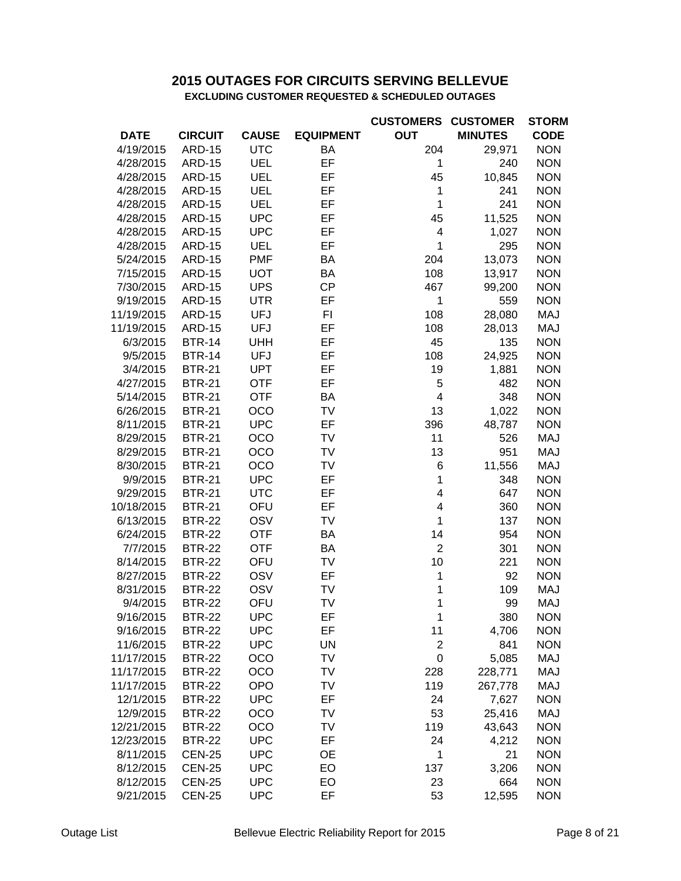## 2015 OUTAGES FOR CIRCUITS SERVING BELLEVUE

**EXCLUDING CUSTOMER REQUESTED & SCHEDULED OUTAGES**

| DATE | CIRCUIT | CAUSE | EQUIPMENT | CUSTOMERS OUT | CUSTOMER MINUTES | STORM CODE |
|---|---|---|---|---|---|---|
| 4/19/2015 | ARD-15 | UTC | BA | 204 | 29,971 | NON |
| 4/28/2015 | ARD-15 | UEL | EF | 1 | 240 | NON |
| 4/28/2015 | ARD-15 | UEL | EF | 45 | 10,845 | NON |
| 4/28/2015 | ARD-15 | UEL | EF | 1 | 241 | NON |
| 4/28/2015 | ARD-15 | UEL | EF | 1 | 241 | NON |
| 4/28/2015 | ARD-15 | UPC | EF | 45 | 11,525 | NON |
| 4/28/2015 | ARD-15 | UPC | EF | 4 | 1,027 | NON |
| 4/28/2015 | ARD-15 | UEL | EF | 1 | 295 | NON |
| 5/24/2015 | ARD-15 | PMF | BA | 204 | 13,073 | NON |
| 7/15/2015 | ARD-15 | UOT | BA | 108 | 13,917 | NON |
| 7/30/2015 | ARD-15 | UPS | CP | 467 | 99,200 | NON |
| 9/19/2015 | ARD-15 | UTR | EF | 1 | 559 | NON |
| 11/19/2015 | ARD-15 | UFJ | FI | 108 | 28,080 | MAJ |
| 11/19/2015 | ARD-15 | UFJ | EF | 108 | 28,013 | MAJ |
| 6/3/2015 | BTR-14 | UHH | EF | 45 | 135 | NON |
| 9/5/2015 | BTR-14 | UFJ | EF | 108 | 24,925 | NON |
| 3/4/2015 | BTR-21 | UPT | EF | 19 | 1,881 | NON |
| 4/27/2015 | BTR-21 | OTF | EF | 5 | 482 | NON |
| 5/14/2015 | BTR-21 | OTF | BA | 4 | 348 | NON |
| 6/26/2015 | BTR-21 | OCO | TV | 13 | 1,022 | NON |
| 8/11/2015 | BTR-21 | UPC | EF | 396 | 48,787 | NON |
| 8/29/2015 | BTR-21 | OCO | TV | 11 | 526 | MAJ |
| 8/29/2015 | BTR-21 | OCO | TV | 13 | 951 | MAJ |
| 8/30/2015 | BTR-21 | OCO | TV | 6 | 11,556 | MAJ |
| 9/9/2015 | BTR-21 | UPC | EF | 1 | 348 | NON |
| 9/29/2015 | BTR-21 | UTC | EF | 4 | 647 | NON |
| 10/18/2015 | BTR-21 | OFU | EF | 4 | 360 | NON |
| 6/13/2015 | BTR-22 | OSV | TV | 1 | 137 | NON |
| 6/24/2015 | BTR-22 | OTF | BA | 14 | 954 | NON |
| 7/7/2015 | BTR-22 | OTF | BA | 2 | 301 | NON |
| 8/14/2015 | BTR-22 | OFU | TV | 10 | 221 | NON |
| 8/27/2015 | BTR-22 | OSV | EF | 1 | 92 | NON |
| 8/31/2015 | BTR-22 | OSV | TV | 1 | 109 | MAJ |
| 9/4/2015 | BTR-22 | OFU | TV | 1 | 99 | MAJ |
| 9/16/2015 | BTR-22 | UPC | EF | 1 | 380 | NON |
| 9/16/2015 | BTR-22 | UPC | EF | 11 | 4,706 | NON |
| 11/6/2015 | BTR-22 | UPC | UN | 2 | 841 | NON |
| 11/17/2015 | BTR-22 | OCO | TV | 0 | 5,085 | MAJ |
| 11/17/2015 | BTR-22 | OCO | TV | 228 | 228,771 | MAJ |
| 11/17/2015 | BTR-22 | OPO | TV | 119 | 267,778 | MAJ |
| 12/1/2015 | BTR-22 | UPC | EF | 24 | 7,627 | NON |
| 12/9/2015 | BTR-22 | OCO | TV | 53 | 25,416 | MAJ |
| 12/21/2015 | BTR-22 | OCO | TV | 119 | 43,643 | NON |
| 12/23/2015 | BTR-22 | UPC | EF | 24 | 4,212 | NON |
| 8/11/2015 | CEN-25 | UPC | OE | 1 | 21 | NON |
| 8/12/2015 | CEN-25 | UPC | EO | 137 | 3,206 | NON |
| 8/12/2015 | CEN-25 | UPC | EO | 23 | 664 | NON |
| 9/21/2015 | CEN-25 | UPC | EF | 53 | 12,595 | NON |

Outage List — Bellevue Electric Reliability Report for 2015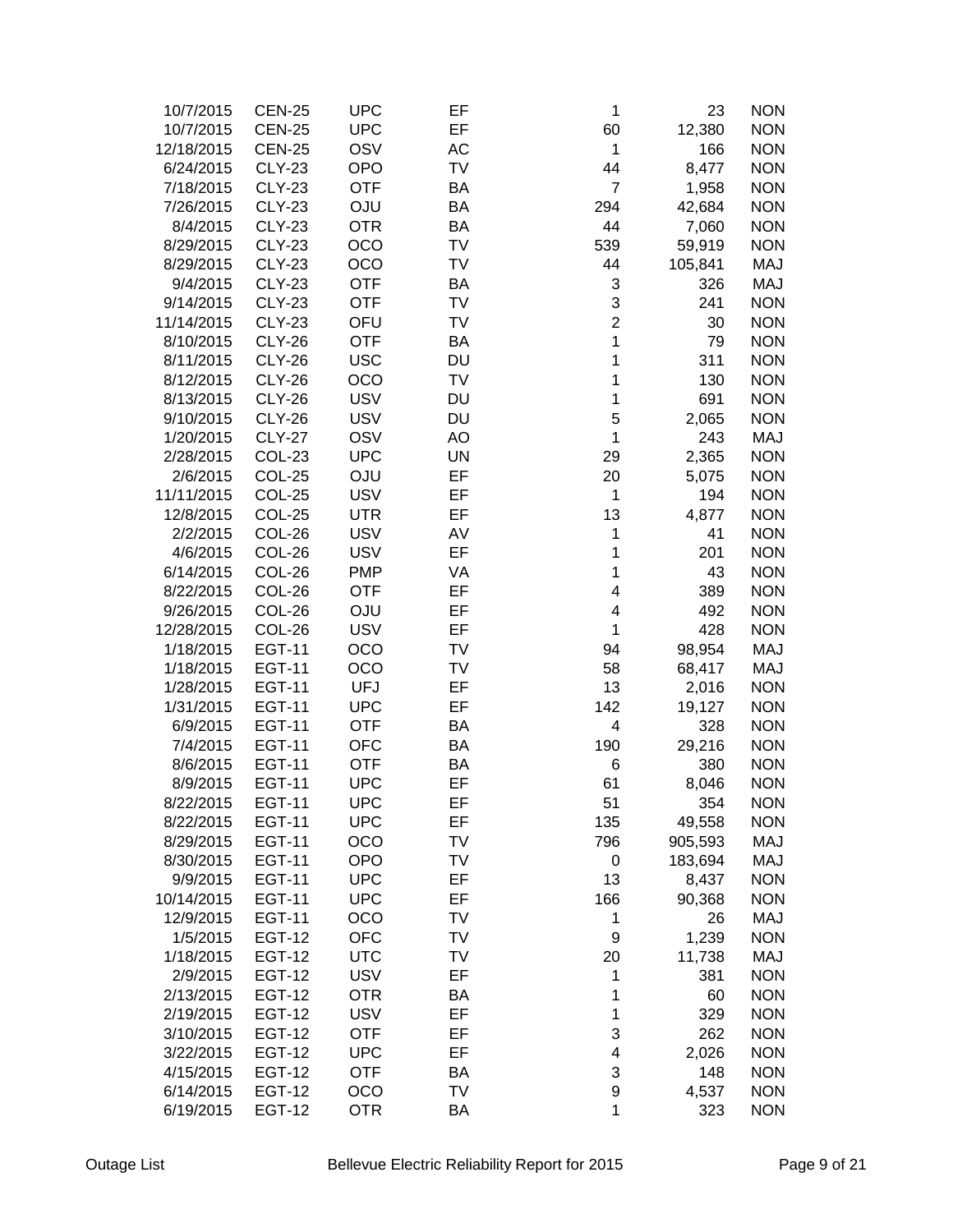| | | | | | | |
|---|---|---|---|---|---|---|
| 10/7/2015 | CEN-25 | UPC | EF | 1 | 23 | NON |
| 10/7/2015 | CEN-25 | UPC | EF | 60 | 12,380 | NON |
| 12/18/2015 | CEN-25 | OSV | AC | 1 | 166 | NON |
| 6/24/2015 | CLY-23 | OPO | TV | 44 | 8,477 | NON |
| 7/18/2015 | CLY-23 | OTF | BA | 7 | 1,958 | NON |
| 7/26/2015 | CLY-23 | OJU | BA | 294 | 42,684 | NON |
| 8/4/2015 | CLY-23 | OTR | BA | 44 | 7,060 | NON |
| 8/29/2015 | CLY-23 | OCO | TV | 539 | 59,919 | NON |
| 8/29/2015 | CLY-23 | OCO | TV | 44 | 105,841 | MAJ |
| 9/4/2015 | CLY-23 | OTF | BA | 3 | 326 | MAJ |
| 9/14/2015 | CLY-23 | OTF | TV | 3 | 241 | NON |
| 11/14/2015 | CLY-23 | OFU | TV | 2 | 30 | NON |
| 8/10/2015 | CLY-26 | OTF | BA | 1 | 79 | NON |
| 8/11/2015 | CLY-26 | USC | DU | 1 | 311 | NON |
| 8/12/2015 | CLY-26 | OCO | TV | 1 | 130 | NON |
| 8/13/2015 | CLY-26 | USV | DU | 1 | 691 | NON |
| 9/10/2015 | CLY-26 | USV | DU | 5 | 2,065 | NON |
| 1/20/2015 | CLY-27 | OSV | AO | 1 | 243 | MAJ |
| 2/28/2015 | COL-23 | UPC | UN | 29 | 2,365 | NON |
| 2/6/2015 | COL-25 | OJU | EF | 20 | 5,075 | NON |
| 11/11/2015 | COL-25 | USV | EF | 1 | 194 | NON |
| 12/8/2015 | COL-25 | UTR | EF | 13 | 4,877 | NON |
| 2/2/2015 | COL-26 | USV | AV | 1 | 41 | NON |
| 4/6/2015 | COL-26 | USV | EF | 1 | 201 | NON |
| 6/14/2015 | COL-26 | PMP | VA | 1 | 43 | NON |
| 8/22/2015 | COL-26 | OTF | EF | 4 | 389 | NON |
| 9/26/2015 | COL-26 | OJU | EF | 4 | 492 | NON |
| 12/28/2015 | COL-26 | USV | EF | 1 | 428 | NON |
| 1/18/2015 | EGT-11 | OCO | TV | 94 | 98,954 | MAJ |
| 1/18/2015 | EGT-11 | OCO | TV | 58 | 68,417 | MAJ |
| 1/28/2015 | EGT-11 | UFJ | EF | 13 | 2,016 | NON |
| 1/31/2015 | EGT-11 | UPC | EF | 142 | 19,127 | NON |
| 6/9/2015 | EGT-11 | OTF | BA | 4 | 328 | NON |
| 7/4/2015 | EGT-11 | OFC | BA | 190 | 29,216 | NON |
| 8/6/2015 | EGT-11 | OTF | BA | 6 | 380 | NON |
| 8/9/2015 | EGT-11 | UPC | EF | 61 | 8,046 | NON |
| 8/22/2015 | EGT-11 | UPC | EF | 51 | 354 | NON |
| 8/22/2015 | EGT-11 | UPC | EF | 135 | 49,558 | NON |
| 8/29/2015 | EGT-11 | OCO | TV | 796 | 905,593 | MAJ |
| 8/30/2015 | EGT-11 | OPO | TV | 0 | 183,694 | MAJ |
| 9/9/2015 | EGT-11 | UPC | EF | 13 | 8,437 | NON |
| 10/14/2015 | EGT-11 | UPC | EF | 166 | 90,368 | NON |
| 12/9/2015 | EGT-11 | OCO | TV | 1 | 26 | MAJ |
| 1/5/2015 | EGT-12 | OFC | TV | 9 | 1,239 | NON |
| 1/18/2015 | EGT-12 | UTC | TV | 20 | 11,738 | MAJ |
| 2/9/2015 | EGT-12 | USV | EF | 1 | 381 | NON |
| 2/13/2015 | EGT-12 | OTR | BA | 1 | 60 | NON |
| 2/19/2015 | EGT-12 | USV | EF | 1 | 329 | NON |
| 3/10/2015 | EGT-12 | OTF | EF | 3 | 262 | NON |
| 3/22/2015 | EGT-12 | UPC | EF | 4 | 2,026 | NON |
| 4/15/2015 | EGT-12 | OTF | BA | 3 | 148 | NON |
| 6/14/2015 | EGT-12 | OCO | TV | 9 | 4,537 | NON |
| 6/19/2015 | EGT-12 | OTR | BA | 1 | 323 | NON |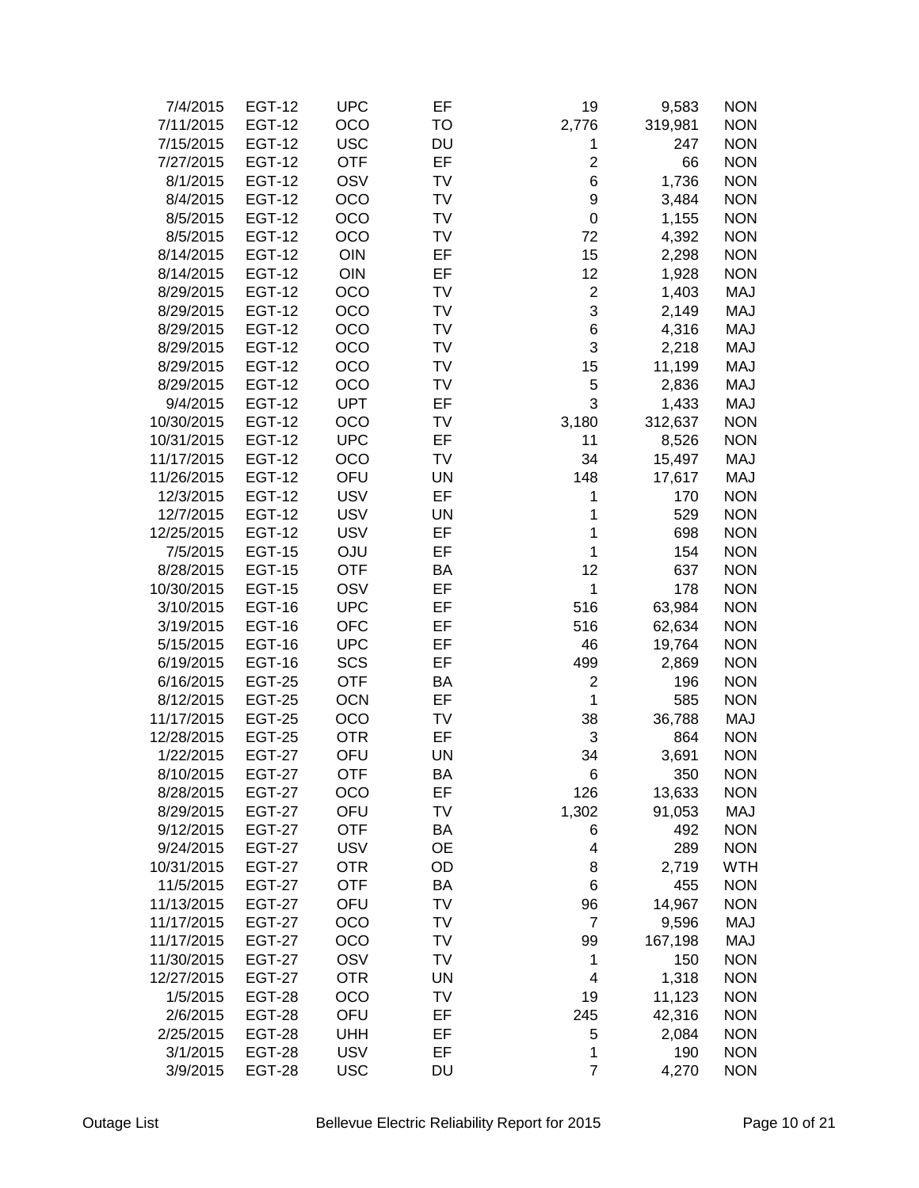| | | | | | | |
|---|---|---|---|---|---|---|
| 7/4/2015 | EGT-12 | UPC | EF | 19 | 9,583 | NON |
| 7/11/2015 | EGT-12 | OCO | TO | 2,776 | 319,981 | NON |
| 7/15/2015 | EGT-12 | USC | DU | 1 | 247 | NON |
| 7/27/2015 | EGT-12 | OTF | EF | 2 | 66 | NON |
| 8/1/2015 | EGT-12 | OSV | TV | 6 | 1,736 | NON |
| 8/4/2015 | EGT-12 | OCO | TV | 9 | 3,484 | NON |
| 8/5/2015 | EGT-12 | OCO | TV | 0 | 1,155 | NON |
| 8/5/2015 | EGT-12 | OCO | TV | 72 | 4,392 | NON |
| 8/14/2015 | EGT-12 | OIN | EF | 15 | 2,298 | NON |
| 8/14/2015 | EGT-12 | OIN | EF | 12 | 1,928 | NON |
| 8/29/2015 | EGT-12 | OCO | TV | 2 | 1,403 | MAJ |
| 8/29/2015 | EGT-12 | OCO | TV | 3 | 2,149 | MAJ |
| 8/29/2015 | EGT-12 | OCO | TV | 6 | 4,316 | MAJ |
| 8/29/2015 | EGT-12 | OCO | TV | 3 | 2,218 | MAJ |
| 8/29/2015 | EGT-12 | OCO | TV | 15 | 11,199 | MAJ |
| 8/29/2015 | EGT-12 | OCO | TV | 5 | 2,836 | MAJ |
| 9/4/2015 | EGT-12 | UPT | EF | 3 | 1,433 | MAJ |
| 10/30/2015 | EGT-12 | OCO | TV | 3,180 | 312,637 | NON |
| 10/31/2015 | EGT-12 | UPC | EF | 11 | 8,526 | NON |
| 11/17/2015 | EGT-12 | OCO | TV | 34 | 15,497 | MAJ |
| 11/26/2015 | EGT-12 | OFU | UN | 148 | 17,617 | MAJ |
| 12/3/2015 | EGT-12 | USV | EF | 1 | 170 | NON |
| 12/7/2015 | EGT-12 | USV | UN | 1 | 529 | NON |
| 12/25/2015 | EGT-12 | USV | EF | 1 | 698 | NON |
| 7/5/2015 | EGT-15 | OJU | EF | 1 | 154 | NON |
| 8/28/2015 | EGT-15 | OTF | BA | 12 | 637 | NON |
| 10/30/2015 | EGT-15 | OSV | EF | 1 | 178 | NON |
| 3/10/2015 | EGT-16 | UPC | EF | 516 | 63,984 | NON |
| 3/19/2015 | EGT-16 | OFC | EF | 516 | 62,634 | NON |
| 5/15/2015 | EGT-16 | UPC | EF | 46 | 19,764 | NON |
| 6/19/2015 | EGT-16 | SCS | EF | 499 | 2,869 | NON |
| 6/16/2015 | EGT-25 | OTF | BA | 2 | 196 | NON |
| 8/12/2015 | EGT-25 | OCN | EF | 1 | 585 | NON |
| 11/17/2015 | EGT-25 | OCO | TV | 38 | 36,788 | MAJ |
| 12/28/2015 | EGT-25 | OTR | EF | 3 | 864 | NON |
| 1/22/2015 | EGT-27 | OFU | UN | 34 | 3,691 | NON |
| 8/10/2015 | EGT-27 | OTF | BA | 6 | 350 | NON |
| 8/28/2015 | EGT-27 | OCO | EF | 126 | 13,633 | NON |
| 8/29/2015 | EGT-27 | OFU | TV | 1,302 | 91,053 | MAJ |
| 9/12/2015 | EGT-27 | OTF | BA | 6 | 492 | NON |
| 9/24/2015 | EGT-27 | USV | OE | 4 | 289 | NON |
| 10/31/2015 | EGT-27 | OTR | OD | 8 | 2,719 | WTH |
| 11/5/2015 | EGT-27 | OTF | BA | 6 | 455 | NON |
| 11/13/2015 | EGT-27 | OFU | TV | 96 | 14,967 | NON |
| 11/17/2015 | EGT-27 | OCO | TV | 7 | 9,596 | MAJ |
| 11/17/2015 | EGT-27 | OCO | TV | 99 | 167,198 | MAJ |
| 11/30/2015 | EGT-27 | OSV | TV | 1 | 150 | NON |
| 12/27/2015 | EGT-27 | OTR | UN | 4 | 1,318 | NON |
| 1/5/2015 | EGT-28 | OCO | TV | 19 | 11,123 | NON |
| 2/6/2015 | EGT-28 | OFU | EF | 245 | 42,316 | NON |
| 2/25/2015 | EGT-28 | UHH | EF | 5 | 2,084 | NON |
| 3/1/2015 | EGT-28 | USV | EF | 1 | 190 | NON |
| 3/9/2015 | EGT-28 | USC | DU | 7 | 4,270 | NON |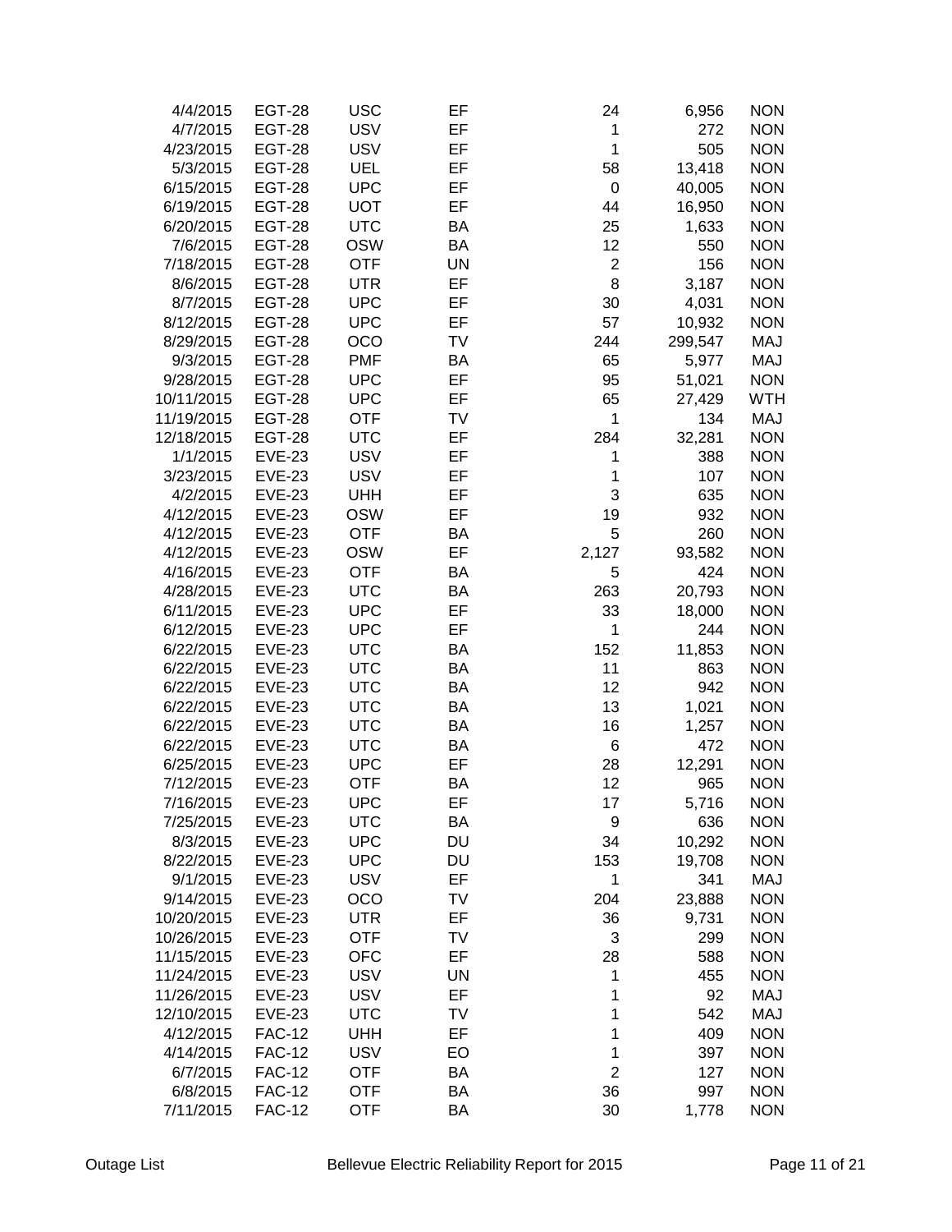| | | | | | | |
|---|---|---|---|---|---|---|
| 4/4/2015 | EGT-28 | USC | EF | 24 | 6,956 | NON |
| 4/7/2015 | EGT-28 | USV | EF | 1 | 272 | NON |
| 4/23/2015 | EGT-28 | USV | EF | 1 | 505 | NON |
| 5/3/2015 | EGT-28 | UEL | EF | 58 | 13,418 | NON |
| 6/15/2015 | EGT-28 | UPC | EF | 0 | 40,005 | NON |
| 6/19/2015 | EGT-28 | UOT | EF | 44 | 16,950 | NON |
| 6/20/2015 | EGT-28 | UTC | BA | 25 | 1,633 | NON |
| 7/6/2015 | EGT-28 | OSW | BA | 12 | 550 | NON |
| 7/18/2015 | EGT-28 | OTF | UN | 2 | 156 | NON |
| 8/6/2015 | EGT-28 | UTR | EF | 8 | 3,187 | NON |
| 8/7/2015 | EGT-28 | UPC | EF | 30 | 4,031 | NON |
| 8/12/2015 | EGT-28 | UPC | EF | 57 | 10,932 | NON |
| 8/29/2015 | EGT-28 | OCO | TV | 244 | 299,547 | MAJ |
| 9/3/2015 | EGT-28 | PMF | BA | 65 | 5,977 | MAJ |
| 9/28/2015 | EGT-28 | UPC | EF | 95 | 51,021 | NON |
| 10/11/2015 | EGT-28 | UPC | EF | 65 | 27,429 | WTH |
| 11/19/2015 | EGT-28 | OTF | TV | 1 | 134 | MAJ |
| 12/18/2015 | EGT-28 | UTC | EF | 284 | 32,281 | NON |
| 1/1/2015 | EVE-23 | USV | EF | 1 | 388 | NON |
| 3/23/2015 | EVE-23 | USV | EF | 1 | 107 | NON |
| 4/2/2015 | EVE-23 | UHH | EF | 3 | 635 | NON |
| 4/12/2015 | EVE-23 | OSW | EF | 19 | 932 | NON |
| 4/12/2015 | EVE-23 | OTF | BA | 5 | 260 | NON |
| 4/12/2015 | EVE-23 | OSW | EF | 2,127 | 93,582 | NON |
| 4/16/2015 | EVE-23 | OTF | BA | 5 | 424 | NON |
| 4/28/2015 | EVE-23 | UTC | BA | 263 | 20,793 | NON |
| 6/11/2015 | EVE-23 | UPC | EF | 33 | 18,000 | NON |
| 6/12/2015 | EVE-23 | UPC | EF | 1 | 244 | NON |
| 6/22/2015 | EVE-23 | UTC | BA | 152 | 11,853 | NON |
| 6/22/2015 | EVE-23 | UTC | BA | 11 | 863 | NON |
| 6/22/2015 | EVE-23 | UTC | BA | 12 | 942 | NON |
| 6/22/2015 | EVE-23 | UTC | BA | 13 | 1,021 | NON |
| 6/22/2015 | EVE-23 | UTC | BA | 16 | 1,257 | NON |
| 6/22/2015 | EVE-23 | UTC | BA | 6 | 472 | NON |
| 6/25/2015 | EVE-23 | UPC | EF | 28 | 12,291 | NON |
| 7/12/2015 | EVE-23 | OTF | BA | 12 | 965 | NON |
| 7/16/2015 | EVE-23 | UPC | EF | 17 | 5,716 | NON |
| 7/25/2015 | EVE-23 | UTC | BA | 9 | 636 | NON |
| 8/3/2015 | EVE-23 | UPC | DU | 34 | 10,292 | NON |
| 8/22/2015 | EVE-23 | UPC | DU | 153 | 19,708 | NON |
| 9/1/2015 | EVE-23 | USV | EF | 1 | 341 | MAJ |
| 9/14/2015 | EVE-23 | OCO | TV | 204 | 23,888 | NON |
| 10/20/2015 | EVE-23 | UTR | EF | 36 | 9,731 | NON |
| 10/26/2015 | EVE-23 | OTF | TV | 3 | 299 | NON |
| 11/15/2015 | EVE-23 | OFC | EF | 28 | 588 | NON |
| 11/24/2015 | EVE-23 | USV | UN | 1 | 455 | NON |
| 11/26/2015 | EVE-23 | USV | EF | 1 | 92 | MAJ |
| 12/10/2015 | EVE-23 | UTC | TV | 1 | 542 | MAJ |
| 4/12/2015 | FAC-12 | UHH | EF | 1 | 409 | NON |
| 4/14/2015 | FAC-12 | USV | EO | 1 | 397 | NON |
| 6/7/2015 | FAC-12 | OTF | BA | 2 | 127 | NON |
| 6/8/2015 | FAC-12 | OTF | BA | 36 | 997 | NON |
| 7/11/2015 | FAC-12 | OTF | BA | 30 | 1,778 | NON |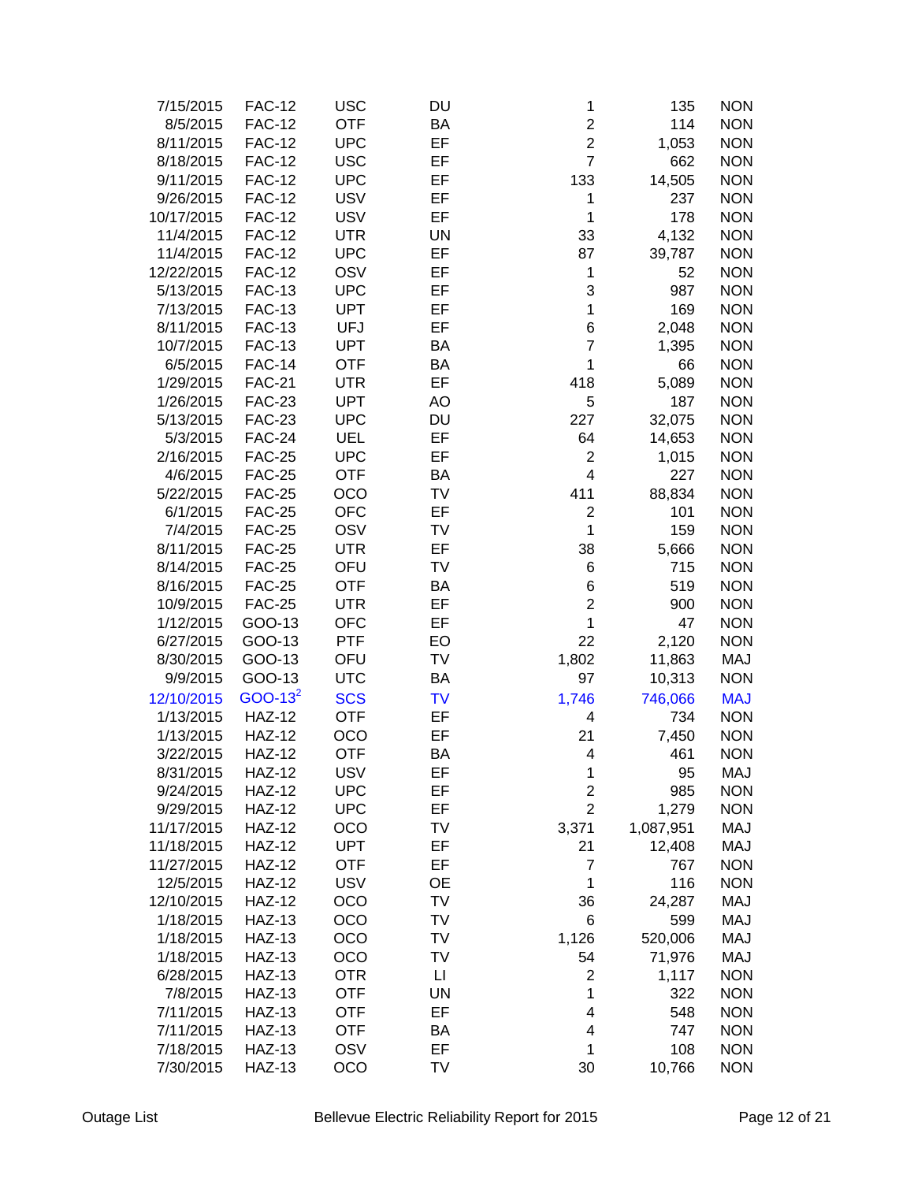| | | | | | | |
|---|---|---|---|---|---|---|
| 7/15/2015 | FAC-12 | USC | DU | 1 | 135 | NON |
| 8/5/2015 | FAC-12 | OTF | BA | 2 | 114 | NON |
| 8/11/2015 | FAC-12 | UPC | EF | 2 | 1,053 | NON |
| 8/18/2015 | FAC-12 | USC | EF | 7 | 662 | NON |
| 9/11/2015 | FAC-12 | UPC | EF | 133 | 14,505 | NON |
| 9/26/2015 | FAC-12 | USV | EF | 1 | 237 | NON |
| 10/17/2015 | FAC-12 | USV | EF | 1 | 178 | NON |
| 11/4/2015 | FAC-12 | UTR | UN | 33 | 4,132 | NON |
| 11/4/2015 | FAC-12 | UPC | EF | 87 | 39,787 | NON |
| 12/22/2015 | FAC-12 | OSV | EF | 1 | 52 | NON |
| 5/13/2015 | FAC-13 | UPC | EF | 3 | 987 | NON |
| 7/13/2015 | FAC-13 | UPT | EF | 1 | 169 | NON |
| 8/11/2015 | FAC-13 | UFJ | EF | 6 | 2,048 | NON |
| 10/7/2015 | FAC-13 | UPT | BA | 7 | 1,395 | NON |
| 6/5/2015 | FAC-14 | OTF | BA | 1 | 66 | NON |
| 1/29/2015 | FAC-21 | UTR | EF | 418 | 5,089 | NON |
| 1/26/2015 | FAC-23 | UPT | AO | 5 | 187 | NON |
| 5/13/2015 | FAC-23 | UPC | DU | 227 | 32,075 | NON |
| 5/3/2015 | FAC-24 | UEL | EF | 64 | 14,653 | NON |
| 2/16/2015 | FAC-25 | UPC | EF | 2 | 1,015 | NON |
| 4/6/2015 | FAC-25 | OTF | BA | 4 | 227 | NON |
| 5/22/2015 | FAC-25 | OCO | TV | 411 | 88,834 | NON |
| 6/1/2015 | FAC-25 | OFC | EF | 2 | 101 | NON |
| 7/4/2015 | FAC-25 | OSV | TV | 1 | 159 | NON |
| 8/11/2015 | FAC-25 | UTR | EF | 38 | 5,666 | NON |
| 8/14/2015 | FAC-25 | OFU | TV | 6 | 715 | NON |
| 8/16/2015 | FAC-25 | OTF | BA | 6 | 519 | NON |
| 10/9/2015 | FAC-25 | UTR | EF | 2 | 900 | NON |
| 1/12/2015 | GOO-13 | OFC | EF | 1 | 47 | NON |
| 6/27/2015 | GOO-13 | PTF | EO | 22 | 2,120 | NON |
| 8/30/2015 | GOO-13 | OFU | TV | 1,802 | 11,863 | MAJ |
| 9/9/2015 | GOO-13 | UTC | BA | 97 | 10,313 | NON |
| 12/10/2015 | GOO-13[2] | SCS | TV | 1,746 | 746,066 | MAJ |
| 1/13/2015 | HAZ-12 | OTF | EF | 4 | 734 | NON |
| 1/13/2015 | HAZ-12 | OCO | EF | 21 | 7,450 | NON |
| 3/22/2015 | HAZ-12 | OTF | BA | 4 | 461 | NON |
| 8/31/2015 | HAZ-12 | USV | EF | 1 | 95 | MAJ |
| 9/24/2015 | HAZ-12 | UPC | EF | 2 | 985 | NON |
| 9/29/2015 | HAZ-12 | UPC | EF | 2 | 1,279 | NON |
| 11/17/2015 | HAZ-12 | OCO | TV | 3,371 | 1,087,951 | MAJ |
| 11/18/2015 | HAZ-12 | UPT | EF | 21 | 12,408 | MAJ |
| 11/27/2015 | HAZ-12 | OTF | EF | 7 | 767 | NON |
| 12/5/2015 | HAZ-12 | USV | OE | 1 | 116 | NON |
| 12/10/2015 | HAZ-12 | OCO | TV | 36 | 24,287 | MAJ |
| 1/18/2015 | HAZ-13 | OCO | TV | 6 | 599 | MAJ |
| 1/18/2015 | HAZ-13 | OCO | TV | 1,126 | 520,006 | MAJ |
| 1/18/2015 | HAZ-13 | OCO | TV | 54 | 71,976 | MAJ |
| 6/28/2015 | HAZ-13 | OTR | LI | 2 | 1,117 | NON |
| 7/8/2015 | HAZ-13 | OTF | UN | 1 | 322 | NON |
| 7/11/2015 | HAZ-13 | OTF | EF | 4 | 548 | NON |
| 7/11/2015 | HAZ-13 | OTF | BA | 4 | 747 | NON |
| 7/18/2015 | HAZ-13 | OSV | EF | 1 | 108 | NON |
| 7/30/2015 | HAZ-13 | OCO | TV | 30 | 10,766 | NON |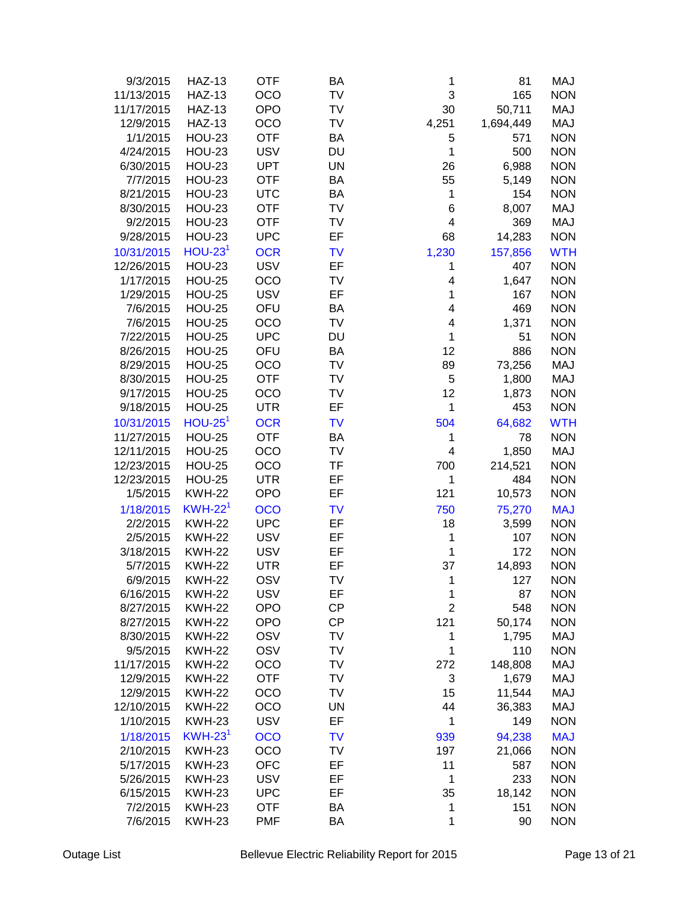| | | | | | | |
|---|---|---|---|---|---|---|
| 9/3/2015 | HAZ-13 | OTF | BA | 1 | 81 | MAJ |
| 11/13/2015 | HAZ-13 | OCO | TV | 3 | 165 | NON |
| 11/17/2015 | HAZ-13 | OPO | TV | 30 | 50,711 | MAJ |
| 12/9/2015 | HAZ-13 | OCO | TV | 4,251 | 1,694,449 | MAJ |
| 1/1/2015 | HOU-23 | OTF | BA | 5 | 571 | NON |
| 4/24/2015 | HOU-23 | USV | DU | 1 | 500 | NON |
| 6/30/2015 | HOU-23 | UPT | UN | 26 | 6,988 | NON |
| 7/7/2015 | HOU-23 | OTF | BA | 55 | 5,149 | NON |
| 8/21/2015 | HOU-23 | UTC | BA | 1 | 154 | NON |
| 8/30/2015 | HOU-23 | OTF | TV | 6 | 8,007 | MAJ |
| 9/2/2015 | HOU-23 | OTF | TV | 4 | 369 | MAJ |
| 9/28/2015 | HOU-23 | UPC | EF | 68 | 14,283 | NON |
| 10/31/2015 | HOU-23[1] | OCR | TV | 1,230 | 157,856 | WTH |
| 12/26/2015 | HOU-23 | USV | EF | 1 | 407 | NON |
| 1/17/2015 | HOU-25 | OCO | TV | 4 | 1,647 | NON |
| 1/29/2015 | HOU-25 | USV | EF | 1 | 167 | NON |
| 7/6/2015 | HOU-25 | OFU | BA | 4 | 469 | NON |
| 7/6/2015 | HOU-25 | OCO | TV | 4 | 1,371 | NON |
| 7/22/2015 | HOU-25 | UPC | DU | 1 | 51 | NON |
| 8/26/2015 | HOU-25 | OFU | BA | 12 | 886 | NON |
| 8/29/2015 | HOU-25 | OCO | TV | 89 | 73,256 | MAJ |
| 8/30/2015 | HOU-25 | OTF | TV | 5 | 1,800 | MAJ |
| 9/17/2015 | HOU-25 | OCO | TV | 12 | 1,873 | NON |
| 9/18/2015 | HOU-25 | UTR | EF | 1 | 453 | NON |
| 10/31/2015 | HOU-25[1] | OCR | TV | 504 | 64,682 | WTH |
| 11/27/2015 | HOU-25 | OTF | BA | 1 | 78 | NON |
| 12/11/2015 | HOU-25 | OCO | TV | 4 | 1,850 | MAJ |
| 12/23/2015 | HOU-25 | OCO | TF | 700 | 214,521 | NON |
| 12/23/2015 | HOU-25 | UTR | EF | 1 | 484 | NON |
| 1/5/2015 | KWH-22 | OPO | EF | 121 | 10,573 | NON |
| 1/18/2015 | KWH-22[1] | OCO | TV | 750 | 75,270 | MAJ |
| 2/2/2015 | KWH-22 | UPC | EF | 18 | 3,599 | NON |
| 2/5/2015 | KWH-22 | USV | EF | 1 | 107 | NON |
| 3/18/2015 | KWH-22 | USV | EF | 1 | 172 | NON |
| 5/7/2015 | KWH-22 | UTR | EF | 37 | 14,893 | NON |
| 6/9/2015 | KWH-22 | OSV | TV | 1 | 127 | NON |
| 6/16/2015 | KWH-22 | USV | EF | 1 | 87 | NON |
| 8/27/2015 | KWH-22 | OPO | CP | 2 | 548 | NON |
| 8/27/2015 | KWH-22 | OPO | CP | 121 | 50,174 | NON |
| 8/30/2015 | KWH-22 | OSV | TV | 1 | 1,795 | MAJ |
| 9/5/2015 | KWH-22 | OSV | TV | 1 | 110 | NON |
| 11/17/2015 | KWH-22 | OCO | TV | 272 | 148,808 | MAJ |
| 12/9/2015 | KWH-22 | OTF | TV | 3 | 1,679 | MAJ |
| 12/9/2015 | KWH-22 | OCO | TV | 15 | 11,544 | MAJ |
| 12/10/2015 | KWH-22 | OCO | UN | 44 | 36,383 | MAJ |
| 1/10/2015 | KWH-23 | USV | EF | 1 | 149 | NON |
| 1/18/2015 | KWH-23[1] | OCO | TV | 939 | 94,238 | MAJ |
| 2/10/2015 | KWH-23 | OCO | TV | 197 | 21,066 | NON |
| 5/17/2015 | KWH-23 | OFC | EF | 11 | 587 | NON |
| 5/26/2015 | KWH-23 | USV | EF | 1 | 233 | NON |
| 6/15/2015 | KWH-23 | UPC | EF | 35 | 18,142 | NON |
| 7/2/2015 | KWH-23 | OTF | BA | 1 | 151 | NON |
| 7/6/2015 | KWH-23 | PMF | BA | 1 | 90 | NON |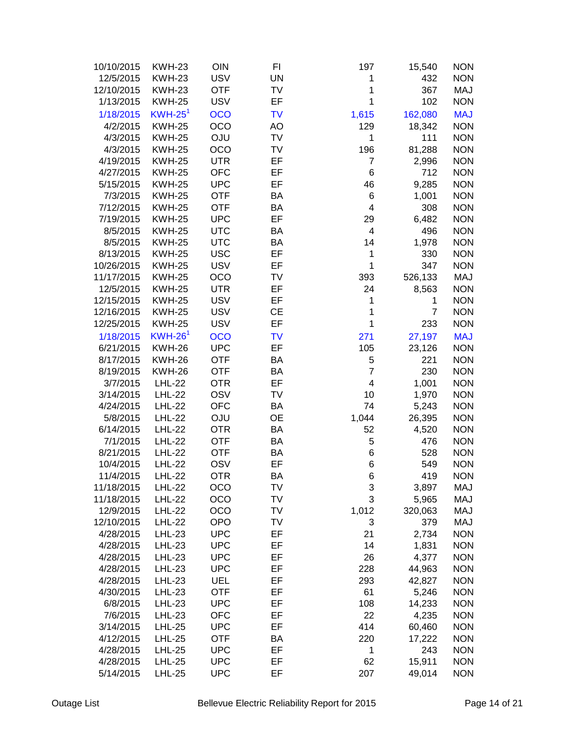| | | | | | | |
|---|---|---|---|---|---|---|
| 10/10/2015 | KWH-23 | OIN | FI | 197 | 15,540 | NON |
| 12/5/2015 | KWH-23 | USV | UN | 1 | 432 | NON |
| 12/10/2015 | KWH-23 | OTF | TV | 1 | 367 | MAJ |
| 1/13/2015 | KWH-25 | USV | EF | 1 | 102 | NON |
| 1/18/2015 | KWH-25[1] | OCO | TV | 1,615 | 162,080 | MAJ |
| 4/2/2015 | KWH-25 | OCO | AO | 129 | 18,342 | NON |
| 4/3/2015 | KWH-25 | OJU | TV | 1 | 111 | NON |
| 4/3/2015 | KWH-25 | OCO | TV | 196 | 81,288 | NON |
| 4/19/2015 | KWH-25 | UTR | EF | 7 | 2,996 | NON |
| 4/27/2015 | KWH-25 | OFC | EF | 6 | 712 | NON |
| 5/15/2015 | KWH-25 | UPC | EF | 46 | 9,285 | NON |
| 7/3/2015 | KWH-25 | OTF | BA | 6 | 1,001 | NON |
| 7/12/2015 | KWH-25 | OTF | BA | 4 | 308 | NON |
| 7/19/2015 | KWH-25 | UPC | EF | 29 | 6,482 | NON |
| 8/5/2015 | KWH-25 | UTC | BA | 4 | 496 | NON |
| 8/5/2015 | KWH-25 | UTC | BA | 14 | 1,978 | NON |
| 8/13/2015 | KWH-25 | USC | EF | 1 | 330 | NON |
| 10/26/2015 | KWH-25 | USV | EF | 1 | 347 | NON |
| 11/17/2015 | KWH-25 | OCO | TV | 393 | 526,133 | MAJ |
| 12/5/2015 | KWH-25 | UTR | EF | 24 | 8,563 | NON |
| 12/15/2015 | KWH-25 | USV | EF | 1 | 1 | NON |
| 12/16/2015 | KWH-25 | USV | CE | 1 | 7 | NON |
| 12/25/2015 | KWH-25 | USV | EF | 1 | 233 | NON |
| 1/18/2015 | KWH-26[1] | OCO | TV | 271 | 27,197 | MAJ |
| 6/21/2015 | KWH-26 | UPC | EF | 105 | 23,126 | NON |
| 8/17/2015 | KWH-26 | OTF | BA | 5 | 221 | NON |
| 8/19/2015 | KWH-26 | OTF | BA | 7 | 230 | NON |
| 3/7/2015 | LHL-22 | OTR | EF | 4 | 1,001 | NON |
| 3/14/2015 | LHL-22 | OSV | TV | 10 | 1,970 | NON |
| 4/24/2015 | LHL-22 | OFC | BA | 74 | 5,243 | NON |
| 5/8/2015 | LHL-22 | OJU | OE | 1,044 | 26,395 | NON |
| 6/14/2015 | LHL-22 | OTR | BA | 52 | 4,520 | NON |
| 7/1/2015 | LHL-22 | OTF | BA | 5 | 476 | NON |
| 8/21/2015 | LHL-22 | OTF | BA | 6 | 528 | NON |
| 10/4/2015 | LHL-22 | OSV | EF | 6 | 549 | NON |
| 11/4/2015 | LHL-22 | OTR | BA | 6 | 419 | NON |
| 11/18/2015 | LHL-22 | OCO | TV | 3 | 3,897 | MAJ |
| 11/18/2015 | LHL-22 | OCO | TV | 3 | 5,965 | MAJ |
| 12/9/2015 | LHL-22 | OCO | TV | 1,012 | 320,063 | MAJ |
| 12/10/2015 | LHL-22 | OPO | TV | 3 | 379 | MAJ |
| 4/28/2015 | LHL-23 | UPC | EF | 21 | 2,734 | NON |
| 4/28/2015 | LHL-23 | UPC | EF | 14 | 1,831 | NON |
| 4/28/2015 | LHL-23 | UPC | EF | 26 | 4,377 | NON |
| 4/28/2015 | LHL-23 | UPC | EF | 228 | 44,963 | NON |
| 4/28/2015 | LHL-23 | UEL | EF | 293 | 42,827 | NON |
| 4/30/2015 | LHL-23 | OTF | EF | 61 | 5,246 | NON |
| 6/8/2015 | LHL-23 | UPC | EF | 108 | 14,233 | NON |
| 7/6/2015 | LHL-23 | OFC | EF | 22 | 4,235 | NON |
| 3/14/2015 | LHL-25 | UPC | EF | 414 | 60,460 | NON |
| 4/12/2015 | LHL-25 | OTF | BA | 220 | 17,222 | NON |
| 4/28/2015 | LHL-25 | UPC | EF | 1 | 243 | NON |
| 4/28/2015 | LHL-25 | UPC | EF | 62 | 15,911 | NON |
| 5/14/2015 | LHL-25 | UPC | EF | 207 | 49,014 | NON |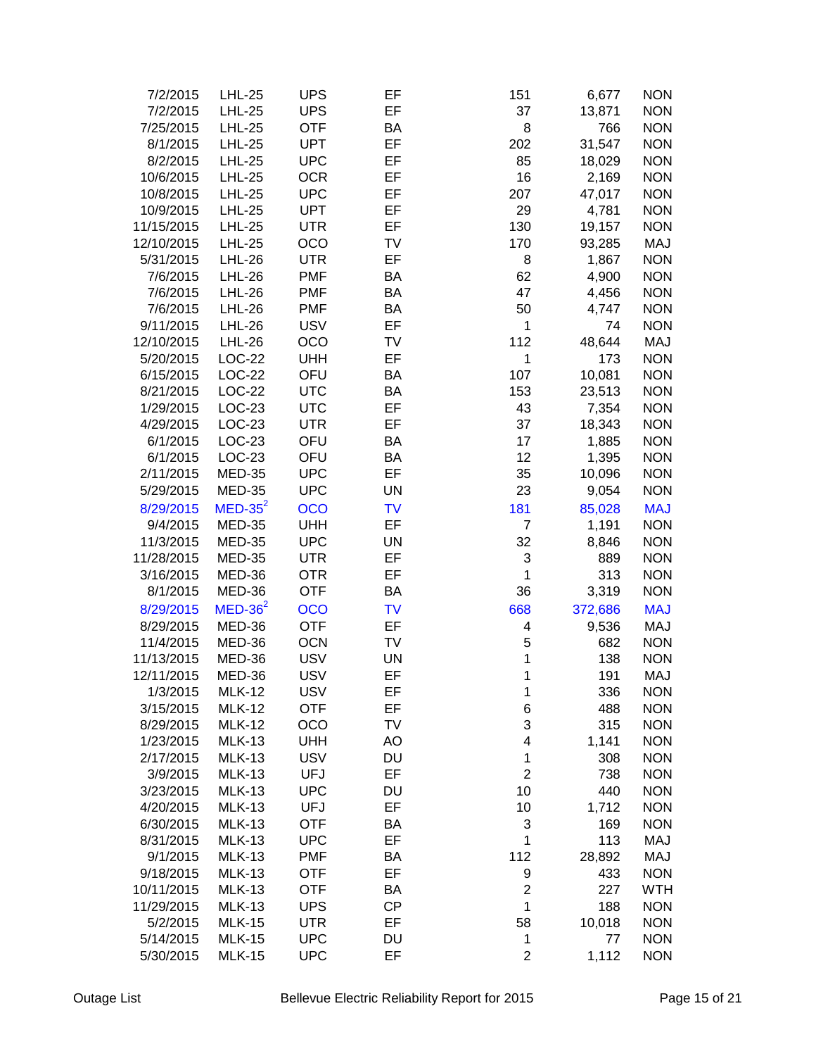| | | | | | | |
|---|---|---|---|---|---|---|
| 7/2/2015 | LHL-25 | UPS | EF | 151 | 6,677 | NON |
| 7/2/2015 | LHL-25 | UPS | EF | 37 | 13,871 | NON |
| 7/25/2015 | LHL-25 | OTF | BA | 8 | 766 | NON |
| 8/1/2015 | LHL-25 | UPT | EF | 202 | 31,547 | NON |
| 8/2/2015 | LHL-25 | UPC | EF | 85 | 18,029 | NON |
| 10/6/2015 | LHL-25 | OCR | EF | 16 | 2,169 | NON |
| 10/8/2015 | LHL-25 | UPC | EF | 207 | 47,017 | NON |
| 10/9/2015 | LHL-25 | UPT | EF | 29 | 4,781 | NON |
| 11/15/2015 | LHL-25 | UTR | EF | 130 | 19,157 | NON |
| 12/10/2015 | LHL-25 | OCO | TV | 170 | 93,285 | MAJ |
| 5/31/2015 | LHL-26 | UTR | EF | 8 | 1,867 | NON |
| 7/6/2015 | LHL-26 | PMF | BA | 62 | 4,900 | NON |
| 7/6/2015 | LHL-26 | PMF | BA | 47 | 4,456 | NON |
| 7/6/2015 | LHL-26 | PMF | BA | 50 | 4,747 | NON |
| 9/11/2015 | LHL-26 | USV | EF | 1 | 74 | NON |
| 12/10/2015 | LHL-26 | OCO | TV | 112 | 48,644 | MAJ |
| 5/20/2015 | LOC-22 | UHH | EF | 1 | 173 | NON |
| 6/15/2015 | LOC-22 | OFU | BA | 107 | 10,081 | NON |
| 8/21/2015 | LOC-22 | UTC | BA | 153 | 23,513 | NON |
| 1/29/2015 | LOC-23 | UTC | EF | 43 | 7,354 | NON |
| 4/29/2015 | LOC-23 | UTR | EF | 37 | 18,343 | NON |
| 6/1/2015 | LOC-23 | OFU | BA | 17 | 1,885 | NON |
| 6/1/2015 | LOC-23 | OFU | BA | 12 | 1,395 | NON |
| 2/11/2015 | MED-35 | UPC | EF | 35 | 10,096 | NON |
| 5/29/2015 | MED-35 | UPC | UN | 23 | 9,054 | NON |
| 8/29/2015 | MED-35[2] | OCO | TV | 181 | 85,028 | MAJ |
| 9/4/2015 | MED-35 | UHH | EF | 7 | 1,191 | NON |
| 11/3/2015 | MED-35 | UPC | UN | 32 | 8,846 | NON |
| 11/28/2015 | MED-35 | UTR | EF | 3 | 889 | NON |
| 3/16/2015 | MED-36 | OTR | EF | 1 | 313 | NON |
| 8/1/2015 | MED-36 | OTF | BA | 36 | 3,319 | NON |
| 8/29/2015 | MED-36[2] | OCO | TV | 668 | 372,686 | MAJ |
| 8/29/2015 | MED-36 | OTF | EF | 4 | 9,536 | MAJ |
| 11/4/2015 | MED-36 | OCN | TV | 5 | 682 | NON |
| 11/13/2015 | MED-36 | USV | UN | 1 | 138 | NON |
| 12/11/2015 | MED-36 | USV | EF | 1 | 191 | MAJ |
| 1/3/2015 | MLK-12 | USV | EF | 1 | 336 | NON |
| 3/15/2015 | MLK-12 | OTF | EF | 6 | 488 | NON |
| 8/29/2015 | MLK-12 | OCO | TV | 3 | 315 | NON |
| 1/23/2015 | MLK-13 | UHH | AO | 4 | 1,141 | NON |
| 2/17/2015 | MLK-13 | USV | DU | 1 | 308 | NON |
| 3/9/2015 | MLK-13 | UFJ | EF | 2 | 738 | NON |
| 3/23/2015 | MLK-13 | UPC | DU | 10 | 440 | NON |
| 4/20/2015 | MLK-13 | UFJ | EF | 10 | 1,712 | NON |
| 6/30/2015 | MLK-13 | OTF | BA | 3 | 169 | NON |
| 8/31/2015 | MLK-13 | UPC | EF | 1 | 113 | MAJ |
| 9/1/2015 | MLK-13 | PMF | BA | 112 | 28,892 | MAJ |
| 9/18/2015 | MLK-13 | OTF | EF | 9 | 433 | NON |
| 10/11/2015 | MLK-13 | OTF | BA | 2 | 227 | WTH |
| 11/29/2015 | MLK-13 | UPS | CP | 1 | 188 | NON |
| 5/2/2015 | MLK-15 | UTR | EF | 58 | 10,018 | NON |
| 5/14/2015 | MLK-15 | UPC | DU | 1 | 77 | NON |
| 5/30/2015 | MLK-15 | UPC | EF | 2 | 1,112 | NON |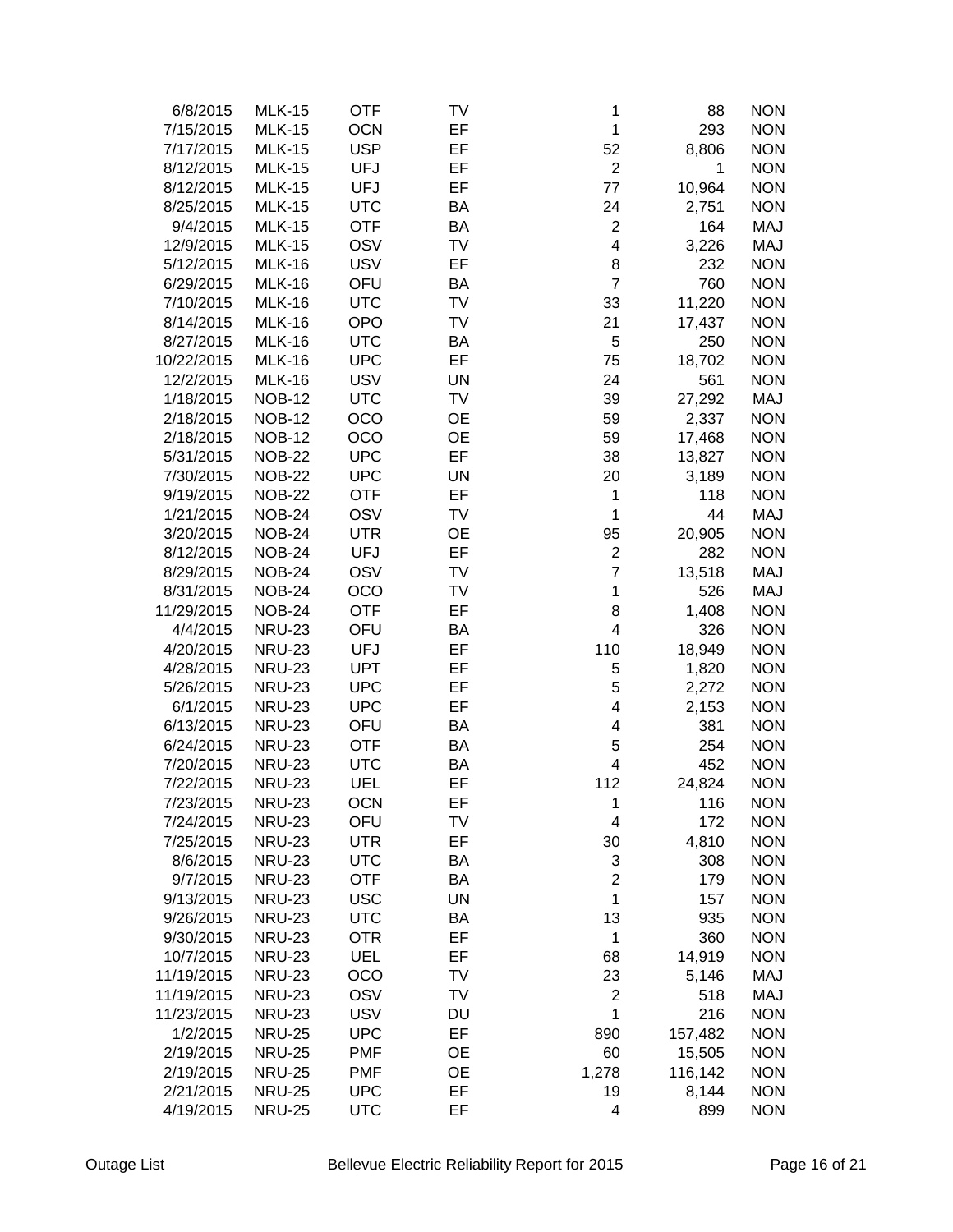| | | | | | | |
|---|---|---|---|---|---|---|
| 6/8/2015 | MLK-15 | OTF | TV | 1 | 88 | NON |
| 7/15/2015 | MLK-15 | OCN | EF | 1 | 293 | NON |
| 7/17/2015 | MLK-15 | USP | EF | 52 | 8,806 | NON |
| 8/12/2015 | MLK-15 | UFJ | EF | 2 | 1 | NON |
| 8/12/2015 | MLK-15 | UFJ | EF | 77 | 10,964 | NON |
| 8/25/2015 | MLK-15 | UTC | BA | 24 | 2,751 | NON |
| 9/4/2015 | MLK-15 | OTF | BA | 2 | 164 | MAJ |
| 12/9/2015 | MLK-15 | OSV | TV | 4 | 3,226 | MAJ |
| 5/12/2015 | MLK-16 | USV | EF | 8 | 232 | NON |
| 6/29/2015 | MLK-16 | OFU | BA | 7 | 760 | NON |
| 7/10/2015 | MLK-16 | UTC | TV | 33 | 11,220 | NON |
| 8/14/2015 | MLK-16 | OPO | TV | 21 | 17,437 | NON |
| 8/27/2015 | MLK-16 | UTC | BA | 5 | 250 | NON |
| 10/22/2015 | MLK-16 | UPC | EF | 75 | 18,702 | NON |
| 12/2/2015 | MLK-16 | USV | UN | 24 | 561 | NON |
| 1/18/2015 | NOB-12 | UTC | TV | 39 | 27,292 | MAJ |
| 2/18/2015 | NOB-12 | OCO | OE | 59 | 2,337 | NON |
| 2/18/2015 | NOB-12 | OCO | OE | 59 | 17,468 | NON |
| 5/31/2015 | NOB-22 | UPC | EF | 38 | 13,827 | NON |
| 7/30/2015 | NOB-22 | UPC | UN | 20 | 3,189 | NON |
| 9/19/2015 | NOB-22 | OTF | EF | 1 | 118 | NON |
| 1/21/2015 | NOB-24 | OSV | TV | 1 | 44 | MAJ |
| 3/20/2015 | NOB-24 | UTR | OE | 95 | 20,905 | NON |
| 8/12/2015 | NOB-24 | UFJ | EF | 2 | 282 | NON |
| 8/29/2015 | NOB-24 | OSV | TV | 7 | 13,518 | MAJ |
| 8/31/2015 | NOB-24 | OCO | TV | 1 | 526 | MAJ |
| 11/29/2015 | NOB-24 | OTF | EF | 8 | 1,408 | NON |
| 4/4/2015 | NRU-23 | OFU | BA | 4 | 326 | NON |
| 4/20/2015 | NRU-23 | UFJ | EF | 110 | 18,949 | NON |
| 4/28/2015 | NRU-23 | UPT | EF | 5 | 1,820 | NON |
| 5/26/2015 | NRU-23 | UPC | EF | 5 | 2,272 | NON |
| 6/1/2015 | NRU-23 | UPC | EF | 4 | 2,153 | NON |
| 6/13/2015 | NRU-23 | OFU | BA | 4 | 381 | NON |
| 6/24/2015 | NRU-23 | OTF | BA | 5 | 254 | NON |
| 7/20/2015 | NRU-23 | UTC | BA | 4 | 452 | NON |
| 7/22/2015 | NRU-23 | UEL | EF | 112 | 24,824 | NON |
| 7/23/2015 | NRU-23 | OCN | EF | 1 | 116 | NON |
| 7/24/2015 | NRU-23 | OFU | TV | 4 | 172 | NON |
| 7/25/2015 | NRU-23 | UTR | EF | 30 | 4,810 | NON |
| 8/6/2015 | NRU-23 | UTC | BA | 3 | 308 | NON |
| 9/7/2015 | NRU-23 | OTF | BA | 2 | 179 | NON |
| 9/13/2015 | NRU-23 | USC | UN | 1 | 157 | NON |
| 9/26/2015 | NRU-23 | UTC | BA | 13 | 935 | NON |
| 9/30/2015 | NRU-23 | OTR | EF | 1 | 360 | NON |
| 10/7/2015 | NRU-23 | UEL | EF | 68 | 14,919 | NON |
| 11/19/2015 | NRU-23 | OCO | TV | 23 | 5,146 | MAJ |
| 11/19/2015 | NRU-23 | OSV | TV | 2 | 518 | MAJ |
| 11/23/2015 | NRU-23 | USV | DU | 1 | 216 | NON |
| 1/2/2015 | NRU-25 | UPC | EF | 890 | 157,482 | NON |
| 2/19/2015 | NRU-25 | PMF | OE | 60 | 15,505 | NON |
| 2/19/2015 | NRU-25 | PMF | OE | 1,278 | 116,142 | NON |
| 2/21/2015 | NRU-25 | UPC | EF | 19 | 8,144 | NON |
| 4/19/2015 | NRU-25 | UTC | EF | 4 | 899 | NON |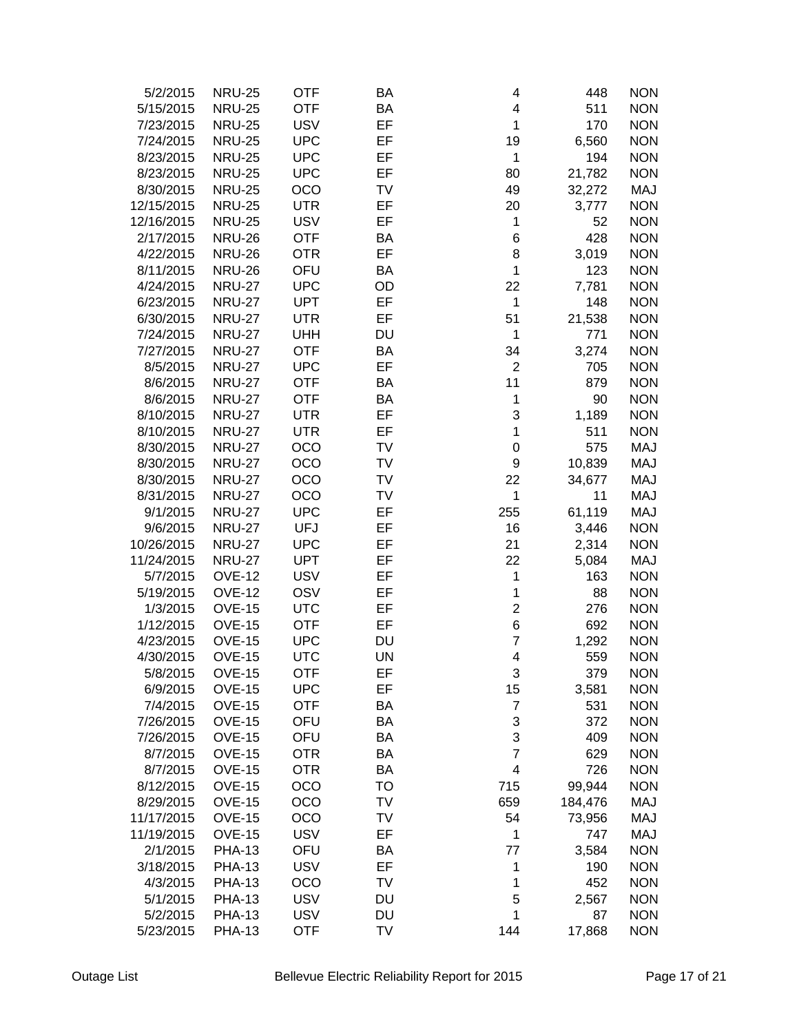| | | | | | | |
|---|---|---|---|---|---|---|
| 5/2/2015 | NRU-25 | OTF | BA | 4 | 448 | NON |
| 5/15/2015 | NRU-25 | OTF | BA | 4 | 511 | NON |
| 7/23/2015 | NRU-25 | USV | EF | 1 | 170 | NON |
| 7/24/2015 | NRU-25 | UPC | EF | 19 | 6,560 | NON |
| 8/23/2015 | NRU-25 | UPC | EF | 1 | 194 | NON |
| 8/23/2015 | NRU-25 | UPC | EF | 80 | 21,782 | NON |
| 8/30/2015 | NRU-25 | OCO | TV | 49 | 32,272 | MAJ |
| 12/15/2015 | NRU-25 | UTR | EF | 20 | 3,777 | NON |
| 12/16/2015 | NRU-25 | USV | EF | 1 | 52 | NON |
| 2/17/2015 | NRU-26 | OTF | BA | 6 | 428 | NON |
| 4/22/2015 | NRU-26 | OTR | EF | 8 | 3,019 | NON |
| 8/11/2015 | NRU-26 | OFU | BA | 1 | 123 | NON |
| 4/24/2015 | NRU-27 | UPC | OD | 22 | 7,781 | NON |
| 6/23/2015 | NRU-27 | UPT | EF | 1 | 148 | NON |
| 6/30/2015 | NRU-27 | UTR | EF | 51 | 21,538 | NON |
| 7/24/2015 | NRU-27 | UHH | DU | 1 | 771 | NON |
| 7/27/2015 | NRU-27 | OTF | BA | 34 | 3,274 | NON |
| 8/5/2015 | NRU-27 | UPC | EF | 2 | 705 | NON |
| 8/6/2015 | NRU-27 | OTF | BA | 11 | 879 | NON |
| 8/6/2015 | NRU-27 | OTF | BA | 1 | 90 | NON |
| 8/10/2015 | NRU-27 | UTR | EF | 3 | 1,189 | NON |
| 8/10/2015 | NRU-27 | UTR | EF | 1 | 511 | NON |
| 8/30/2015 | NRU-27 | OCO | TV | 0 | 575 | MAJ |
| 8/30/2015 | NRU-27 | OCO | TV | 9 | 10,839 | MAJ |
| 8/30/2015 | NRU-27 | OCO | TV | 22 | 34,677 | MAJ |
| 8/31/2015 | NRU-27 | OCO | TV | 1 | 11 | MAJ |
| 9/1/2015 | NRU-27 | UPC | EF | 255 | 61,119 | MAJ |
| 9/6/2015 | NRU-27 | UFJ | EF | 16 | 3,446 | NON |
| 10/26/2015 | NRU-27 | UPC | EF | 21 | 2,314 | NON |
| 11/24/2015 | NRU-27 | UPT | EF | 22 | 5,084 | MAJ |
| 5/7/2015 | OVE-12 | USV | EF | 1 | 163 | NON |
| 5/19/2015 | OVE-12 | OSV | EF | 1 | 88 | NON |
| 1/3/2015 | OVE-15 | UTC | EF | 2 | 276 | NON |
| 1/12/2015 | OVE-15 | OTF | EF | 6 | 692 | NON |
| 4/23/2015 | OVE-15 | UPC | DU | 7 | 1,292 | NON |
| 4/30/2015 | OVE-15 | UTC | UN | 4 | 559 | NON |
| 5/8/2015 | OVE-15 | OTF | EF | 3 | 379 | NON |
| 6/9/2015 | OVE-15 | UPC | EF | 15 | 3,581 | NON |
| 7/4/2015 | OVE-15 | OTF | BA | 7 | 531 | NON |
| 7/26/2015 | OVE-15 | OFU | BA | 3 | 372 | NON |
| 7/26/2015 | OVE-15 | OFU | BA | 3 | 409 | NON |
| 8/7/2015 | OVE-15 | OTR | BA | 7 | 629 | NON |
| 8/7/2015 | OVE-15 | OTR | BA | 4 | 726 | NON |
| 8/12/2015 | OVE-15 | OCO | TO | 715 | 99,944 | NON |
| 8/29/2015 | OVE-15 | OCO | TV | 659 | 184,476 | MAJ |
| 11/17/2015 | OVE-15 | OCO | TV | 54 | 73,956 | MAJ |
| 11/19/2015 | OVE-15 | USV | EF | 1 | 747 | MAJ |
| 2/1/2015 | PHA-13 | OFU | BA | 77 | 3,584 | NON |
| 3/18/2015 | PHA-13 | USV | EF | 1 | 190 | NON |
| 4/3/2015 | PHA-13 | OCO | TV | 1 | 452 | NON |
| 5/1/2015 | PHA-13 | USV | DU | 5 | 2,567 | NON |
| 5/2/2015 | PHA-13 | USV | DU | 1 | 87 | NON |
| 5/23/2015 | PHA-13 | OTF | TV | 144 | 17,868 | NON |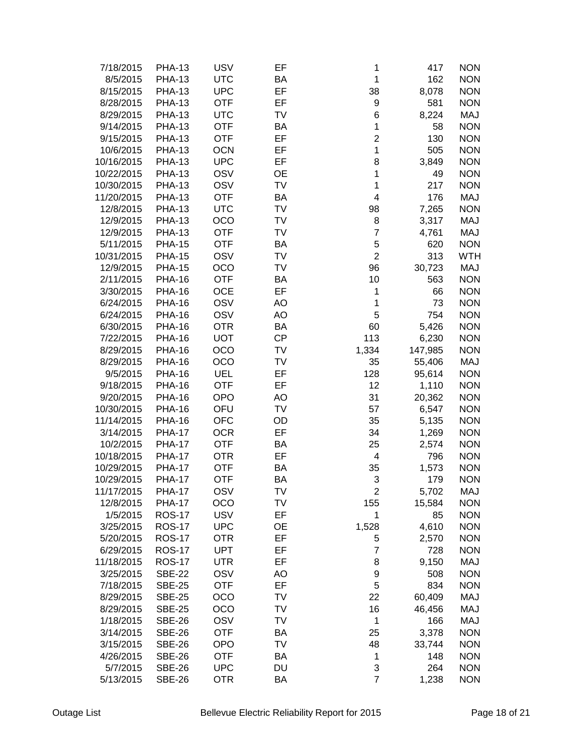| | | | | | | |
|---|---|---|---|---|---|---|
| 7/18/2015 | PHA-13 | USV | EF | 1 | 417 | NON |
| 8/5/2015 | PHA-13 | UTC | BA | 1 | 162 | NON |
| 8/15/2015 | PHA-13 | UPC | EF | 38 | 8,078 | NON |
| 8/28/2015 | PHA-13 | OTF | EF | 9 | 581 | NON |
| 8/29/2015 | PHA-13 | UTC | TV | 6 | 8,224 | MAJ |
| 9/14/2015 | PHA-13 | OTF | BA | 1 | 58 | NON |
| 9/15/2015 | PHA-13 | OTF | EF | 2 | 130 | NON |
| 10/6/2015 | PHA-13 | OCN | EF | 1 | 505 | NON |
| 10/16/2015 | PHA-13 | UPC | EF | 8 | 3,849 | NON |
| 10/22/2015 | PHA-13 | OSV | OE | 1 | 49 | NON |
| 10/30/2015 | PHA-13 | OSV | TV | 1 | 217 | NON |
| 11/20/2015 | PHA-13 | OTF | BA | 4 | 176 | MAJ |
| 12/8/2015 | PHA-13 | UTC | TV | 98 | 7,265 | NON |
| 12/9/2015 | PHA-13 | OCO | TV | 8 | 3,317 | MAJ |
| 12/9/2015 | PHA-13 | OTF | TV | 7 | 4,761 | MAJ |
| 5/11/2015 | PHA-15 | OTF | BA | 5 | 620 | NON |
| 10/31/2015 | PHA-15 | OSV | TV | 2 | 313 | WTH |
| 12/9/2015 | PHA-15 | OCO | TV | 96 | 30,723 | MAJ |
| 2/11/2015 | PHA-16 | OTF | BA | 10 | 563 | NON |
| 3/30/2015 | PHA-16 | OCE | EF | 1 | 66 | NON |
| 6/24/2015 | PHA-16 | OSV | AO | 1 | 73 | NON |
| 6/24/2015 | PHA-16 | OSV | AO | 5 | 754 | NON |
| 6/30/2015 | PHA-16 | OTR | BA | 60 | 5,426 | NON |
| 7/22/2015 | PHA-16 | UOT | CP | 113 | 6,230 | NON |
| 8/29/2015 | PHA-16 | OCO | TV | 1,334 | 147,985 | NON |
| 8/29/2015 | PHA-16 | OCO | TV | 35 | 55,406 | MAJ |
| 9/5/2015 | PHA-16 | UEL | EF | 128 | 95,614 | NON |
| 9/18/2015 | PHA-16 | OTF | EF | 12 | 1,110 | NON |
| 9/20/2015 | PHA-16 | OPO | AO | 31 | 20,362 | NON |
| 10/30/2015 | PHA-16 | OFU | TV | 57 | 6,547 | NON |
| 11/14/2015 | PHA-16 | OFC | OD | 35 | 5,135 | NON |
| 3/14/2015 | PHA-17 | OCR | EF | 34 | 1,269 | NON |
| 10/2/2015 | PHA-17 | OTF | BA | 25 | 2,574 | NON |
| 10/18/2015 | PHA-17 | OTR | EF | 4 | 796 | NON |
| 10/29/2015 | PHA-17 | OTF | BA | 35 | 1,573 | NON |
| 10/29/2015 | PHA-17 | OTF | BA | 3 | 179 | NON |
| 11/17/2015 | PHA-17 | OSV | TV | 2 | 5,702 | MAJ |
| 12/8/2015 | PHA-17 | OCO | TV | 155 | 15,584 | NON |
| 1/5/2015 | ROS-17 | USV | EF | 1 | 85 | NON |
| 3/25/2015 | ROS-17 | UPC | OE | 1,528 | 4,610 | NON |
| 5/20/2015 | ROS-17 | OTR | EF | 5 | 2,570 | NON |
| 6/29/2015 | ROS-17 | UPT | EF | 7 | 728 | NON |
| 11/18/2015 | ROS-17 | UTR | EF | 8 | 9,150 | MAJ |
| 3/25/2015 | SBE-22 | OSV | AO | 9 | 508 | NON |
| 7/18/2015 | SBE-25 | OTF | EF | 5 | 834 | NON |
| 8/29/2015 | SBE-25 | OCO | TV | 22 | 60,409 | MAJ |
| 8/29/2015 | SBE-25 | OCO | TV | 16 | 46,456 | MAJ |
| 1/18/2015 | SBE-26 | OSV | TV | 1 | 166 | MAJ |
| 3/14/2015 | SBE-26 | OTF | BA | 25 | 3,378 | NON |
| 3/15/2015 | SBE-26 | OPO | TV | 48 | 33,744 | NON |
| 4/26/2015 | SBE-26 | OTF | BA | 1 | 148 | NON |
| 5/7/2015 | SBE-26 | UPC | DU | 3 | 264 | NON |
| 5/13/2015 | SBE-26 | OTR | BA | 7 | 1,238 | NON |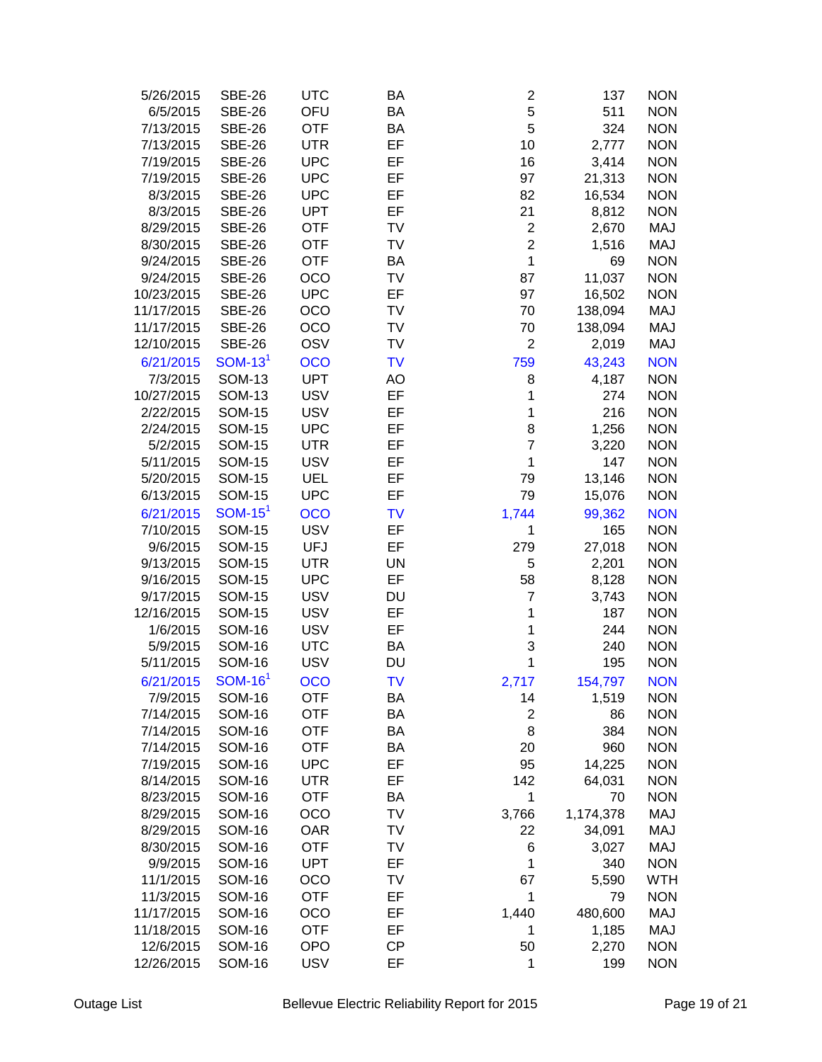| | | | | | | |
|---|---|---|---|---|---|---|
| 5/26/2015 | SBE-26 | UTC | BA | 2 | 137 | NON |
| 6/5/2015 | SBE-26 | OFU | BA | 5 | 511 | NON |
| 7/13/2015 | SBE-26 | OTF | BA | 5 | 324 | NON |
| 7/13/2015 | SBE-26 | UTR | EF | 10 | 2,777 | NON |
| 7/19/2015 | SBE-26 | UPC | EF | 16 | 3,414 | NON |
| 7/19/2015 | SBE-26 | UPC | EF | 97 | 21,313 | NON |
| 8/3/2015 | SBE-26 | UPC | EF | 82 | 16,534 | NON |
| 8/3/2015 | SBE-26 | UPT | EF | 21 | 8,812 | NON |
| 8/29/2015 | SBE-26 | OTF | TV | 2 | 2,670 | MAJ |
| 8/30/2015 | SBE-26 | OTF | TV | 2 | 1,516 | MAJ |
| 9/24/2015 | SBE-26 | OTF | BA | 1 | 69 | NON |
| 9/24/2015 | SBE-26 | OCO | TV | 87 | 11,037 | NON |
| 10/23/2015 | SBE-26 | UPC | EF | 97 | 16,502 | NON |
| 11/17/2015 | SBE-26 | OCO | TV | 70 | 138,094 | MAJ |
| 11/17/2015 | SBE-26 | OCO | TV | 70 | 138,094 | MAJ |
| 12/10/2015 | SBE-26 | OSV | TV | 2 | 2,019 | MAJ |
| 6/21/2015 | SOM-13[1] | OCO | TV | 759 | 43,243 | NON |
| 7/3/2015 | SOM-13 | UPT | AO | 8 | 4,187 | NON |
| 10/27/2015 | SOM-13 | USV | EF | 1 | 274 | NON |
| 2/22/2015 | SOM-15 | USV | EF | 1 | 216 | NON |
| 2/24/2015 | SOM-15 | UPC | EF | 8 | 1,256 | NON |
| 5/2/2015 | SOM-15 | UTR | EF | 7 | 3,220 | NON |
| 5/11/2015 | SOM-15 | USV | EF | 1 | 147 | NON |
| 5/20/2015 | SOM-15 | UEL | EF | 79 | 13,146 | NON |
| 6/13/2015 | SOM-15 | UPC | EF | 79 | 15,076 | NON |
| 6/21/2015 | SOM-15[1] | OCO | TV | 1,744 | 99,362 | NON |
| 7/10/2015 | SOM-15 | USV | EF | 1 | 165 | NON |
| 9/6/2015 | SOM-15 | UFJ | EF | 279 | 27,018 | NON |
| 9/13/2015 | SOM-15 | UTR | UN | 5 | 2,201 | NON |
| 9/16/2015 | SOM-15 | UPC | EF | 58 | 8,128 | NON |
| 9/17/2015 | SOM-15 | USV | DU | 7 | 3,743 | NON |
| 12/16/2015 | SOM-15 | USV | EF | 1 | 187 | NON |
| 1/6/2015 | SOM-16 | USV | EF | 1 | 244 | NON |
| 5/9/2015 | SOM-16 | UTC | BA | 3 | 240 | NON |
| 5/11/2015 | SOM-16 | USV | DU | 1 | 195 | NON |
| 6/21/2015 | SOM-16[1] | OCO | TV | 2,717 | 154,797 | NON |
| 7/9/2015 | SOM-16 | OTF | BA | 14 | 1,519 | NON |
| 7/14/2015 | SOM-16 | OTF | BA | 2 | 86 | NON |
| 7/14/2015 | SOM-16 | OTF | BA | 8 | 384 | NON |
| 7/14/2015 | SOM-16 | OTF | BA | 20 | 960 | NON |
| 7/19/2015 | SOM-16 | UPC | EF | 95 | 14,225 | NON |
| 8/14/2015 | SOM-16 | UTR | EF | 142 | 64,031 | NON |
| 8/23/2015 | SOM-16 | OTF | BA | 1 | 70 | NON |
| 8/29/2015 | SOM-16 | OCO | TV | 3,766 | 1,174,378 | MAJ |
| 8/29/2015 | SOM-16 | OAR | TV | 22 | 34,091 | MAJ |
| 8/30/2015 | SOM-16 | OTF | TV | 6 | 3,027 | MAJ |
| 9/9/2015 | SOM-16 | UPT | EF | 1 | 340 | NON |
| 11/1/2015 | SOM-16 | OCO | TV | 67 | 5,590 | WTH |
| 11/3/2015 | SOM-16 | OTF | EF | 1 | 79 | NON |
| 11/17/2015 | SOM-16 | OCO | EF | 1,440 | 480,600 | MAJ |
| 11/18/2015 | SOM-16 | OTF | EF | 1 | 1,185 | MAJ |
| 12/6/2015 | SOM-16 | OPO | CP | 50 | 2,270 | NON |
| 12/26/2015 | SOM-16 | USV | EF | 1 | 199 | NON |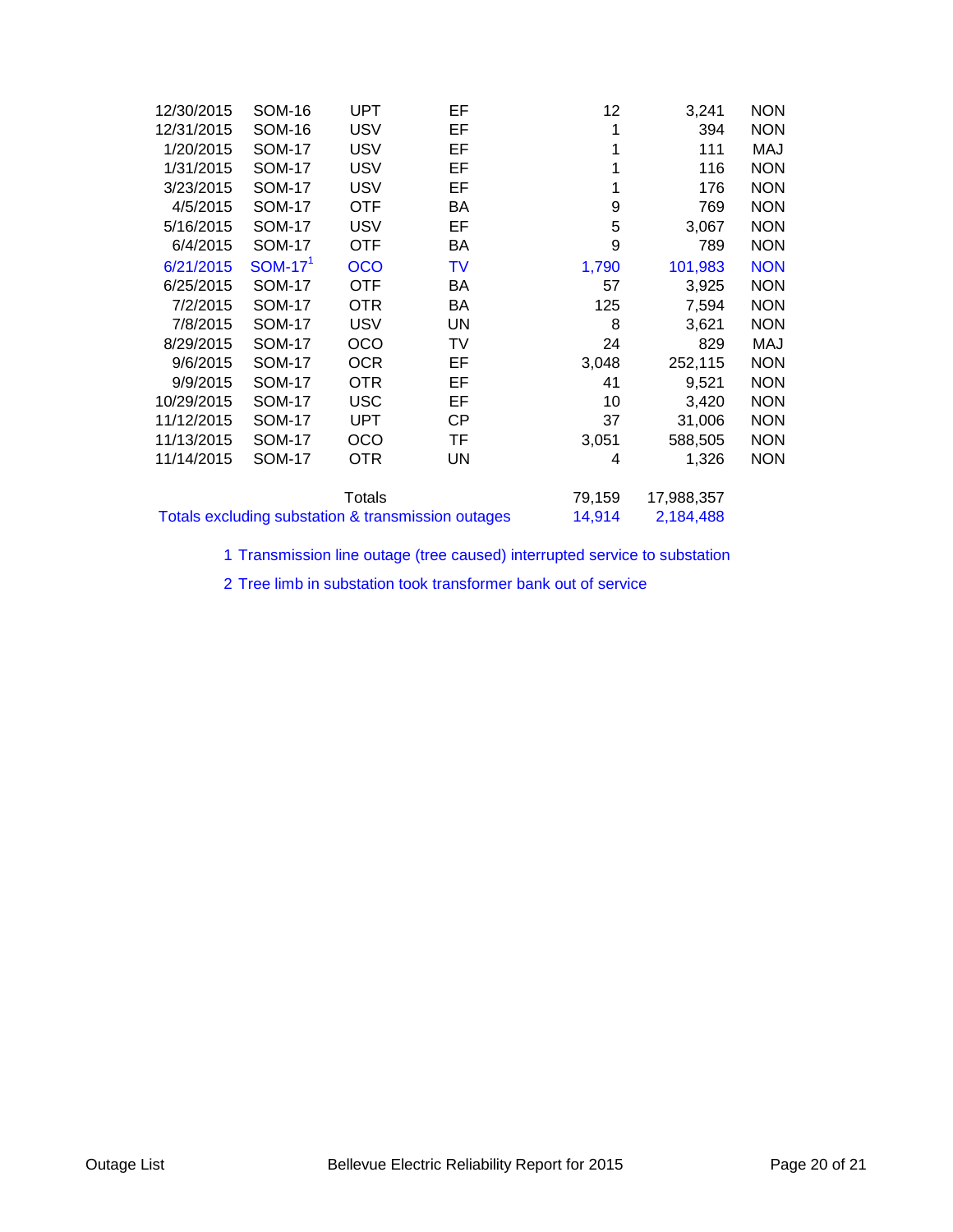| | | | | | | |
|---|---|---|---|---|---|---|
| 12/30/2015 | SOM-16 | UPT | EF | 12 | 3,241 | NON |
| 12/31/2015 | SOM-16 | USV | EF | 1 | 394 | NON |
| 1/20/2015 | SOM-17 | USV | EF | 1 | 111 | MAJ |
| 1/31/2015 | SOM-17 | USV | EF | 1 | 116 | NON |
| 3/23/2015 | SOM-17 | USV | EF | 1 | 176 | NON |
| 4/5/2015 | SOM-17 | OTF | BA | 9 | 769 | NON |
| 5/16/2015 | SOM-17 | USV | EF | 5 | 3,067 | NON |
| 6/4/2015 | SOM-17 | OTF | BA | 9 | 789 | NON |
| 6/21/2015 | SOM-17[1] | OCO | TV | 1,790 | 101,983 | NON |
| 6/25/2015 | SOM-17 | OTF | BA | 57 | 3,925 | NON |
| 7/2/2015 | SOM-17 | OTR | BA | 125 | 7,594 | NON |
| 7/8/2015 | SOM-17 | USV | UN | 8 | 3,621 | NON |
| 8/29/2015 | SOM-17 | OCO | TV | 24 | 829 | MAJ |
| 9/6/2015 | SOM-17 | OCR | EF | 3,048 | 252,115 | NON |
| 9/9/2015 | SOM-17 | OTR | EF | 41 | 9,521 | NON |
| 10/29/2015 | SOM-17 | USC | EF | 10 | 3,420 | NON |
| 11/12/2015 | SOM-17 | UPT | CP | 37 | 31,006 | NON |
| 11/13/2015 | SOM-17 | OCO | TF | 3,051 | 588,505 | NON |
| 11/14/2015 | SOM-17 | OTR | UN | 4 | 1,326 | NON |
| | | Totals | | 79,159 | 17,988,357 | |
| Totals excluding substation & transmission outages | | | | 14,914 | 2,184,488 | |

1 Transmission line outage (tree caused) interrupted service to substation

2 Tree limb in substation took transformer bank out of service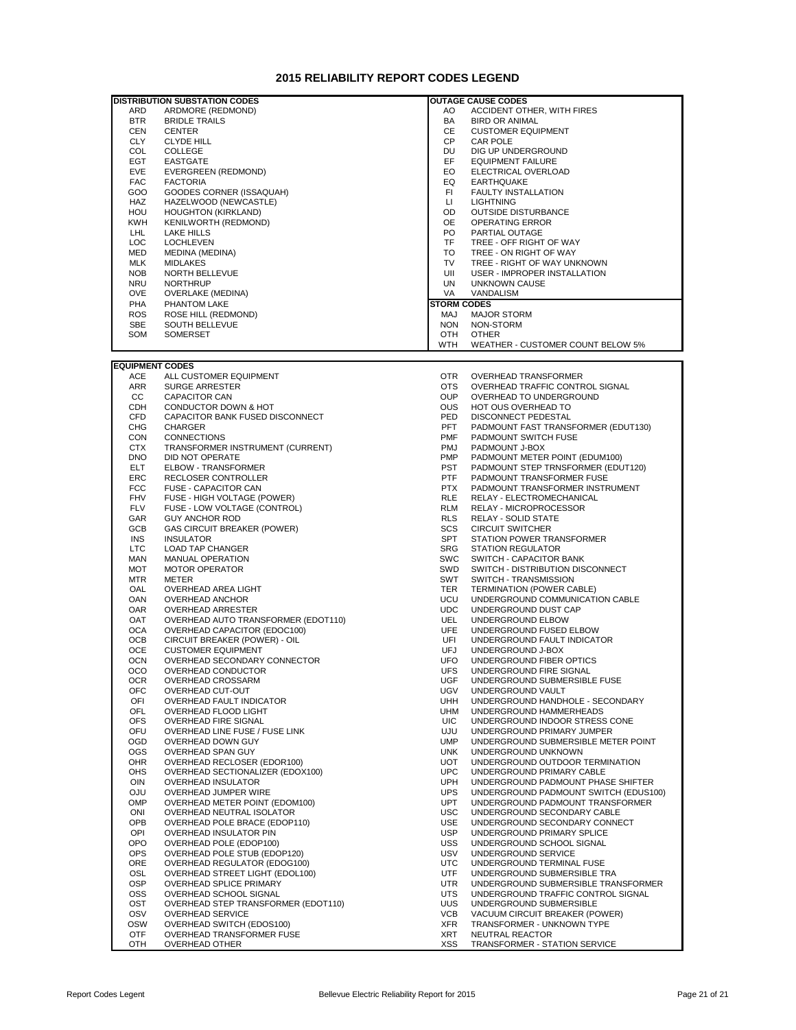# 2015 RELIABILITY REPORT CODES LEGEND

| DISTRIBUTION SUBSTATION CODES | |
|---|---|
| ARD | ARDMORE (REDMOND) |
| BTR | BRIDLE TRAILS |
| CEN | CENTER |
| CLY | CLYDE HILL |
| COL | COLLEGE |
| EGT | EASTGATE |
| EVE | EVERGREEN (REDMOND) |
| FAC | FACTORIA |
| GOO | GOODES CORNER (ISSAQUAH) |
| HAZ | HAZELWOOD (NEWCASTLE) |
| HOU | HOUGHTON (KIRKLAND) |
| KWH | KENILWORTH (REDMOND) |
| LHL | LAKE HILLS |
| LOC | LOCHLEVEN |
| MED | MEDINA (MEDINA) |
| MLK | MIDLAKES |
| NOB | NORTH BELLEVUE |
| NRU | NORTHRUP |
| OVE | OVERLAKE (MEDINA) |
| PHA | PHANTOM LAKE |
| ROS | ROSE HILL (REDMOND) |
| SBE | SOUTH BELLEVUE |
| SOM | SOMERSET |

| OUTAGE CAUSE CODES | |
|---|---|
| AO | ACCIDENT OTHER, WITH FIRES |
| BA | BIRD OR ANIMAL |
| CE | CUSTOMER EQUIPMENT |
| CP | CAR POLE |
| DU | DIG UP UNDERGROUND |
| EF | EQUIPMENT FAILURE |
| EO | ELECTRICAL OVERLOAD |
| EQ | EARTHQUAKE |
| FI | FAULTY INSTALLATION |
| LI | LIGHTNING |
| OD | OUTSIDE DISTURBANCE |
| OE | OPERATING ERROR |
| PO | PARTIAL OUTAGE |
| TF | TREE - OFF RIGHT OF WAY |
| TO | TREE - ON RIGHT OF WAY |
| TV | TREE - RIGHT OF WAY UNKNOWN |
| UII | USER - IMPROPER INSTALLATION |
| UN | UNKNOWN CAUSE |
| VA | VANDALISM |

| STORM CODES | |
|---|---|
| MAJ | MAJOR STORM |
| NON | NON-STORM |
| OTH | OTHER |
| WTH | WEATHER - CUSTOMER COUNT BELOW 5% |

| EQUIPMENT CODES | |
|---|---|
| ACE | ALL CUSTOMER EQUIPMENT |
| ARR | SURGE ARRESTER |
| CC | CAPACITOR CAN |
| CDH | CONDUCTOR DOWN & HOT |
| CFD | CAPACITOR BANK FUSED DISCONNECT |
| CHG | CHARGER |
| CON | CONNECTIONS |
| CTX | TRANSFORMER INSTRUMENT (CURRENT) |
| DNO | DID NOT OPERATE |
| ELT | ELBOW - TRANSFORMER |
| ERC | RECLOSER CONTROLLER |
| FCC | FUSE - CAPACITOR CAN |
| FHV | FUSE - HIGH VOLTAGE (POWER) |
| FLV | FUSE - LOW VOLTAGE (CONTROL) |
| GAR | GUY ANCHOR ROD |
| GCB | GAS CIRCUIT BREAKER (POWER) |
| INS | INSULATOR |
| LTC | LOAD TAP CHANGER |
| MAN | MANUAL OPERATION |
| MOT | MOTOR OPERATOR |
| MTR | METER |
| OAL | OVERHEAD AREA LIGHT |
| OAN | OVERHEAD ANCHOR |
| OAR | OVERHEAD ARRESTER |
| OAT | OVERHEAD AUTO TRANSFORMER (EDOT110) |
| OCA | OVERHEAD CAPACITOR (EDOC100) |
| OCB | CIRCUIT BREAKER (POWER) - OIL |
| OCE | CUSTOMER EQUIPMENT |
| OCN | OVERHEAD SECONDARY CONNECTOR |
| OCO | OVERHEAD CONDUCTOR |
| OCR | OVERHEAD CROSSARM |
| OFC | OVERHEAD CUT-OUT |
| OFI | OVERHEAD FAULT INDICATOR |
| OFL | OVERHEAD FLOOD LIGHT |
| OFS | OVERHEAD FIRE SIGNAL |
| OFU | OVERHEAD LINE FUSE / FUSE LINK |
| OGD | OVERHEAD DOWN GUY |
| OGS | OVERHEAD SPAN GUY |
| OHR | OVERHEAD RECLOSER (EDOR100) |
| OHS | OVERHEAD SECTIONALIZER (EDOX100) |
| OIN | OVERHEAD INSULATOR |
| OJU | OVERHEAD JUMPER WIRE |
| OMP | OVERHEAD METER POINT (EDOM100) |
| ONI | OVERHEAD NEUTRAL ISOLATOR |
| OPB | OVERHEAD POLE BRACE (EDOP110) |
| OPI | OVERHEAD INSULATOR PIN |
| OPO | OVERHEAD POLE (EDOP100) |
| OPS | OVERHEAD POLE STUB (EDOP120) |
| ORE | OVERHEAD REGULATOR (EDOG100) |
| OSL | OVERHEAD STREET LIGHT (EDOL100) |
| OSP | OVERHEAD SPLICE PRIMARY |
| OSS | OVERHEAD SCHOOL SIGNAL |
| OST | OVERHEAD STEP TRANSFORMER (EDOT110) |
| OSV | OVERHEAD SERVICE |
| OSW | OVERHEAD SWITCH (EDOS100) |
| OTF | OVERHEAD TRANSFORMER FUSE |
| OTH | OVERHEAD OTHER |
| OTR | OVERHEAD TRANSFORMER |
| OTS | OVERHEAD TRAFFIC CONTROL SIGNAL |
| OUP | OVERHEAD TO UNDERGROUND |
| OUS | HOT OUS OVERHEAD TO |
| PED | DISCONNECT PEDESTAL |
| PFT | PADMOUNT FAST TRANSFORMER (EDUT130) |
| PMF | PADMOUNT SWITCH FUSE |
| PMJ | PADMOUNT J-BOX |
| PMP | PADMOUNT METER POINT (EDUM100) |
| PST | PADMOUNT STEP TRNSFORMER (EDUT120) |
| PTF | PADMOUNT TRANSFORMER FUSE |
| PTX | PADMOUNT TRANSFORMER INSTRUMENT |
| RLE | RELAY - ELECTROMECHANICAL |
| RLM | RELAY - MICROPROCESSOR |
| RLS | RELAY - SOLID STATE |
| SCS | CIRCUIT SWITCHER |
| SPT | STATION POWER TRANSFORMER |
| SRG | STATION REGULATOR |
| SWC | SWITCH - CAPACITOR BANK |
| SWD | SWITCH - DISTRIBUTION DISCONNECT |
| SWT | SWITCH - TRANSMISSION |
| TER | TERMINATION (POWER CABLE) |
| UCU | UNDERGROUND COMMUNICATION CABLE |
| UDC | UNDERGROUND DUST CAP |
| UEL | UNDERGROUND ELBOW |
| UFE | UNDERGROUND FUSED ELBOW |
| UFI | UNDERGROUND FAULT INDICATOR |
| UFJ | UNDERGROUND J-BOX |
| UFO | UNDERGROUND FIBER OPTICS |
| UFS | UNDERGROUND FIRE SIGNAL |
| UGF | UNDERGROUND SUBMERSIBLE FUSE |
| UGV | UNDERGROUND VAULT |
| UHH | UNDERGROUND HANDHOLE - SECONDARY |
| UHM | UNDERGROUND HAMMERHEADS |
| UIC | UNDERGROUND INDOOR STRESS CONE |
| UJU | UNDERGROUND PRIMARY JUMPER |
| UMP | UNDERGROUND SUBMERSIBLE METER POINT |
| UNK | UNDERGROUND UNKNOWN |
| UOT | UNDERGROUND OUTDOOR TERMINATION |
| UPC | UNDERGROUND PRIMARY CABLE |
| UPH | UNDERGROUND PADMOUNT PHASE SHIFTER |
| UPS | UNDERGROUND PADMOUNT SWITCH (EDUS100) |
| UPT | UNDERGROUND PADMOUNT TRANSFORMER |
| USC | UNDERGROUND SECONDARY CABLE |
| USE | UNDERGROUND SECONDARY CONNECT |
| USP | UNDERGROUND PRIMARY SPLICE |
| USS | UNDERGROUND SCHOOL SIGNAL |
| USV | UNDERGROUND SERVICE |
| UTC | UNDERGROUND TERMINAL FUSE |
| UTF | UNDERGROUND SUBMERSIBLE TRA |
| UTR | UNDERGROUND SUBMERSIBLE TRANSFORMER |
| UTS | UNDERGROUND TRAFFIC CONTROL SIGNAL |
| UUS | UNDERGROUND SUBMERSIBLE |
| VCB | VACUUM CIRCUIT BREAKER (POWER) |
| XFR | TRANSFORMER - UNKNOWN TYPE |
| XRT | NEUTRAL REACTOR |
| XSS | TRANSFORMER - STATION SERVICE |